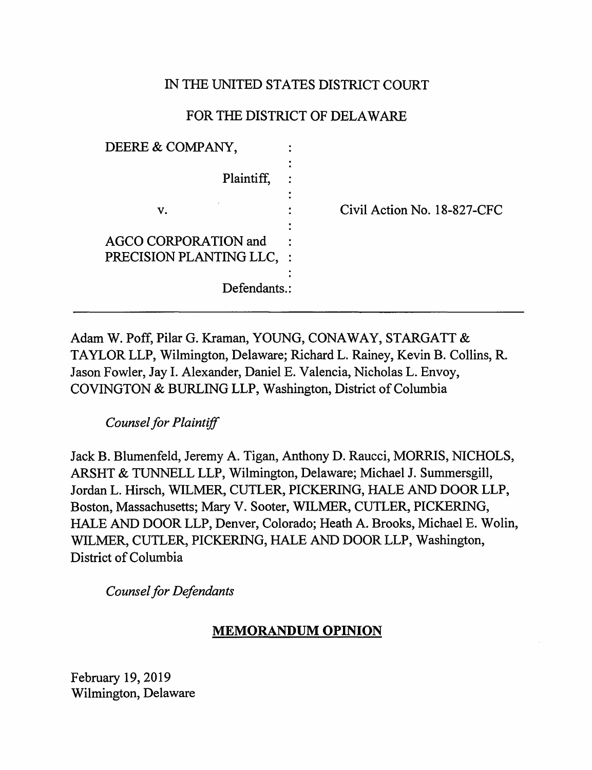IN THE UNITED STATES DISTRICT COURT

FOR THE DISTRICT OF DELAWARE

| | | |
|---|---|---|
| DEERE & COMPANY, | : | |
| Plaintiff, | : | |
| v. | : | Civil Action No. 18-827-CFC |
| AGCO CORPORATION and PRECISION PLANTING LLC, | : | |
| Defendants. | : | |

---

Adam W. Poff, Pilar G. Kraman, YOUNG, CONAWAY, STARGATT & TAYLOR LLP, Wilmington, Delaware; Richard L. Rainey, Kevin B. Collins, R. Jason Fowler, Jay I. Alexander, Daniel E. Valencia, Nicholas L. Envoy, COVINGTON & BURLING LLP, Washington, District of Columbia

*Counsel for Plaintiff*

Jack B. Blumenfeld, Jeremy A. Tigan, Anthony D. Raucci, MORRIS, NICHOLS, ARSHT & TUNNELL LLP, Wilmington, Delaware; Michael J. Summersgill, Jordan L. Hirsch, WILMER, CUTLER, PICKERING, HALE AND DOOR LLP, Boston, Massachusetts; Mary V. Sooter, WILMER, CUTLER, PICKERING, HALE AND DOOR LLP, Denver, Colorado; Heath A. Brooks, Michael E. Wolin, WILMER, CUTLER, PICKERING, HALE AND DOOR LLP, Washington, District of Columbia

*Counsel for Defendants*

**MEMORANDUM OPINION**

February 19, 2019
Wilmington, Delaware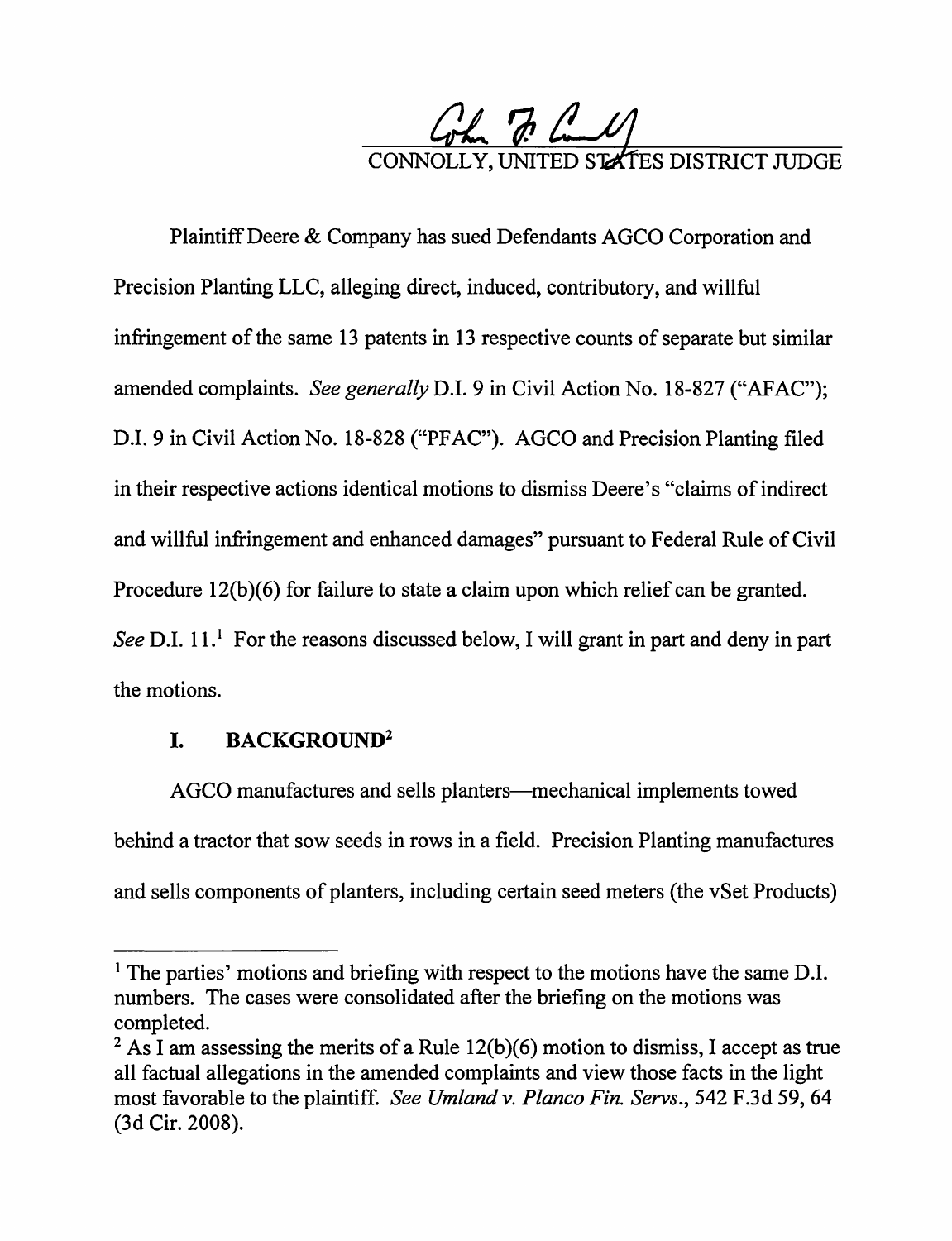CONNOLLY, UNITED STATES DISTRICT JUDGE

Plaintiff Deere & Company has sued Defendants AGCO Corporation and Precision Planting LLC, alleging direct, induced, contributory, and willful infringement of the same 13 patents in 13 respective counts of separate but similar amended complaints. *See generally* D.I. 9 in Civil Action No. 18-827 ("AFAC"); D.I. 9 in Civil Action No. 18-828 ("PFAC"). AGCO and Precision Planting filed in their respective actions identical motions to dismiss Deere's "claims of indirect and willful infringement and enhanced damages" pursuant to Federal Rule of Civil Procedure 12(b)(6) for failure to state a claim upon which relief can be granted. *See* D.I. 11.[1] For the reasons discussed below, I will grant in part and deny in part the motions.

## I. BACKGROUND[2]

AGCO manufactures and sells planters—mechanical implements towed behind a tractor that sow seeds in rows in a field. Precision Planting manufactures and sells components of planters, including certain seed meters (the vSet Products)

[1] The parties' motions and briefing with respect to the motions have the same D.I. numbers. The cases were consolidated after the briefing on the motions was completed.

[2] As I am assessing the merits of a Rule 12(b)(6) motion to dismiss, I accept as true all factual allegations in the amended complaints and view those facts in the light most favorable to the plaintiff. *See Umland v. Planco Fin. Servs.*, 542 F.3d 59, 64 (3d Cir. 2008).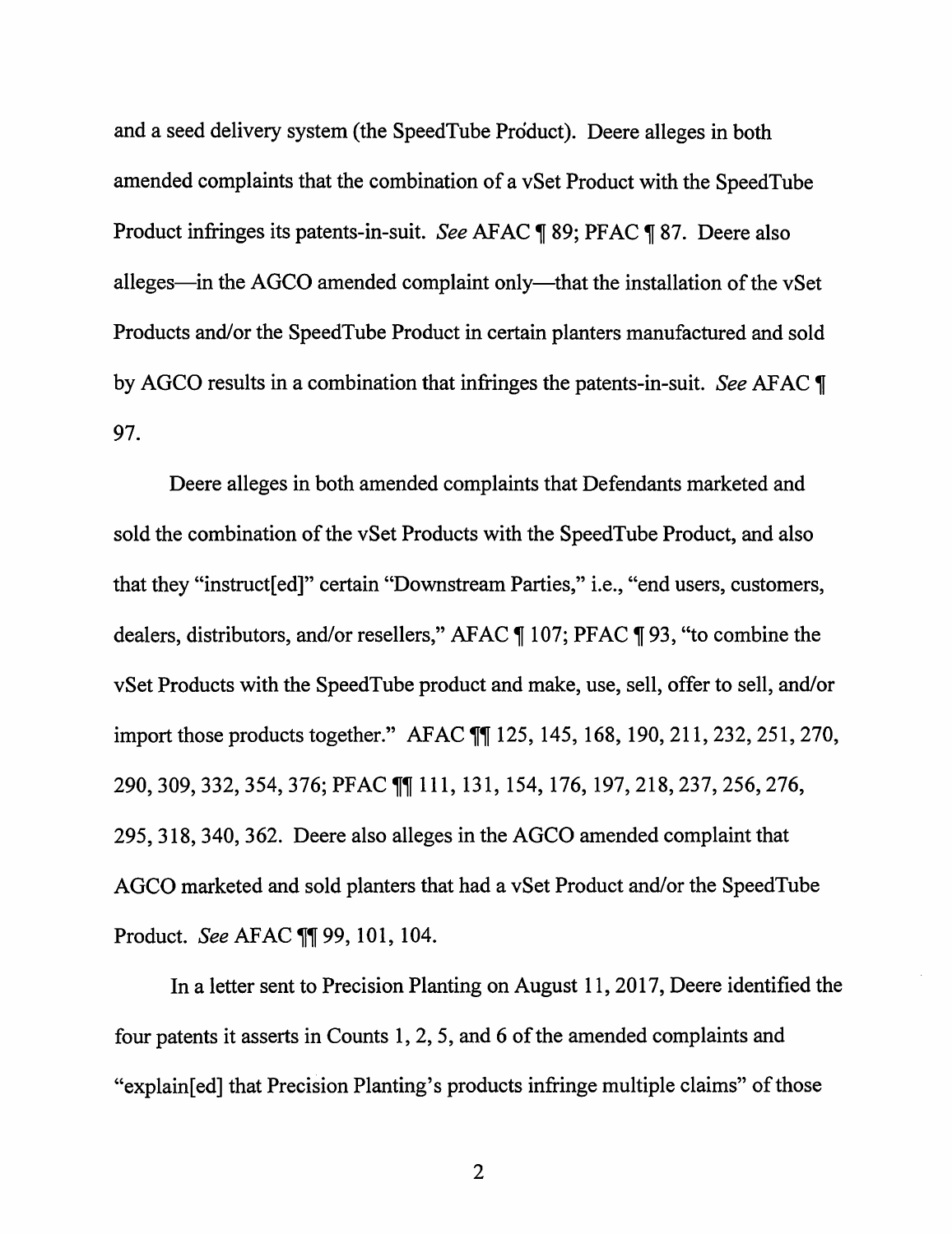and a seed delivery system (the SpeedTube Product). Deere alleges in both amended complaints that the combination of a vSet Product with the SpeedTube Product infringes its patents-in-suit. *See* AFAC ¶ 89; PFAC ¶ 87. Deere also alleges—in the AGCO amended complaint only—that the installation of the vSet Products and/or the SpeedTube Product in certain planters manufactured and sold by AGCO results in a combination that infringes the patents-in-suit. *See* AFAC ¶ 97.

Deere alleges in both amended complaints that Defendants marketed and sold the combination of the vSet Products with the SpeedTube Product, and also that they "instruct[ed]" certain "Downstream Parties," i.e., "end users, customers, dealers, distributors, and/or resellers," AFAC ¶ 107; PFAC ¶ 93, "to combine the vSet Products with the SpeedTube product and make, use, sell, offer to sell, and/or import those products together." AFAC ¶¶ 125, 145, 168, 190, 211, 232, 251, 270, 290, 309, 332, 354, 376; PFAC ¶¶ 111, 131, 154, 176, 197, 218, 237, 256, 276, 295, 318, 340, 362. Deere also alleges in the AGCO amended complaint that AGCO marketed and sold planters that had a vSet Product and/or the SpeedTube Product. *See* AFAC ¶¶ 99, 101, 104.

In a letter sent to Precision Planting on August 11, 2017, Deere identified the four patents it asserts in Counts 1, 2, 5, and 6 of the amended complaints and "explain[ed] that Precision Planting's products infringe multiple claims" of those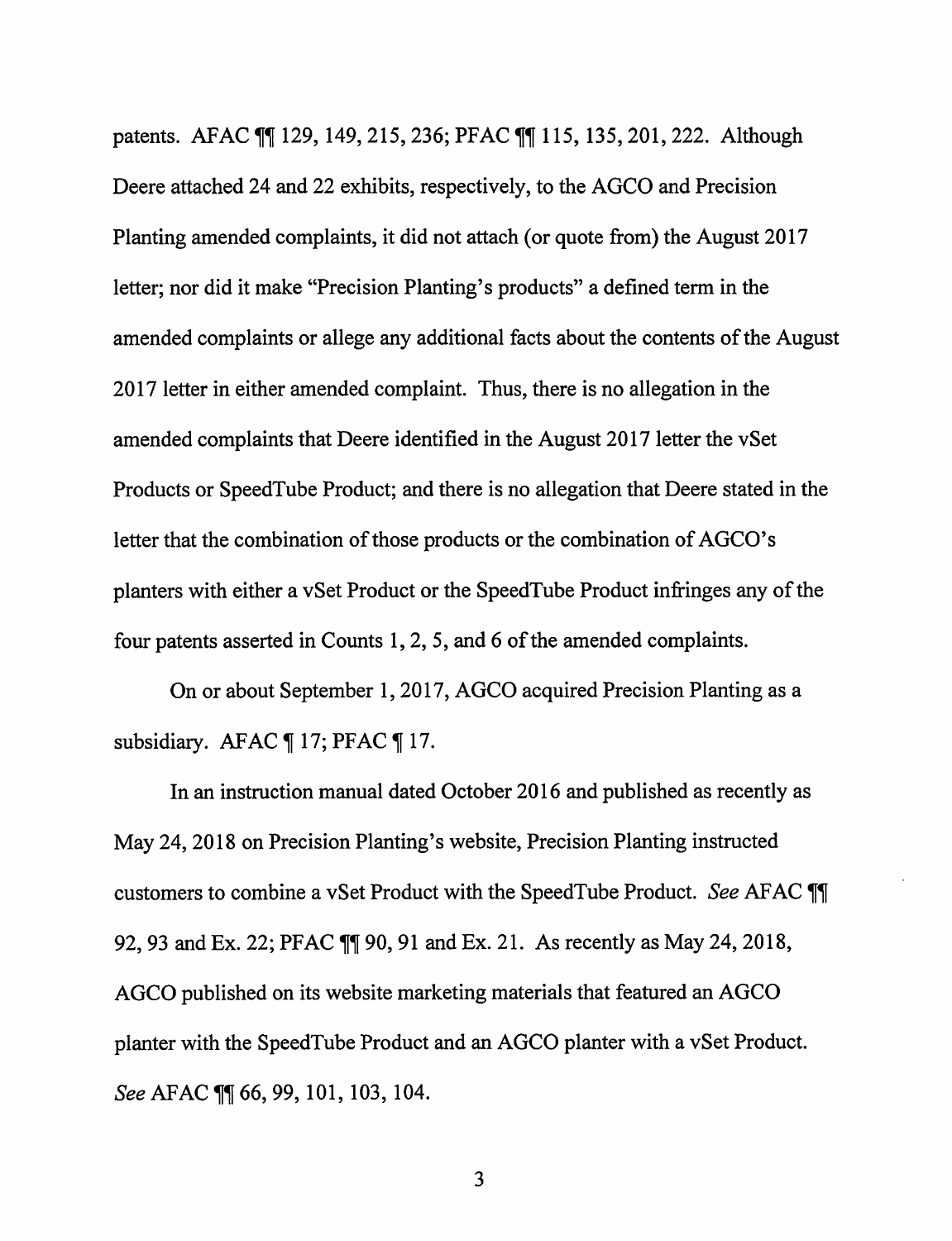patents. AFAC ¶¶ 129, 149, 215, 236; PFAC ¶¶ 115, 135, 201, 222. Although Deere attached 24 and 22 exhibits, respectively, to the AGCO and Precision Planting amended complaints, it did not attach (or quote from) the August 2017 letter; nor did it make "Precision Planting's products" a defined term in the amended complaints or allege any additional facts about the contents of the August 2017 letter in either amended complaint. Thus, there is no allegation in the amended complaints that Deere identified in the August 2017 letter the vSet Products or SpeedTube Product; and there is no allegation that Deere stated in the letter that the combination of those products or the combination of AGCO's planters with either a vSet Product or the SpeedTube Product infringes any of the four patents asserted in Counts 1, 2, 5, and 6 of the amended complaints.

On or about September 1, 2017, AGCO acquired Precision Planting as a subsidiary. AFAC ¶ 17; PFAC ¶ 17.

In an instruction manual dated October 2016 and published as recently as May 24, 2018 on Precision Planting's website, Precision Planting instructed customers to combine a vSet Product with the SpeedTube Product. *See* AFAC ¶¶ 92, 93 and Ex. 22; PFAC ¶¶ 90, 91 and Ex. 21. As recently as May 24, 2018, AGCO published on its website marketing materials that featured an AGCO planter with the SpeedTube Product and an AGCO planter with a vSet Product. *See* AFAC ¶¶ 66, 99, 101, 103, 104.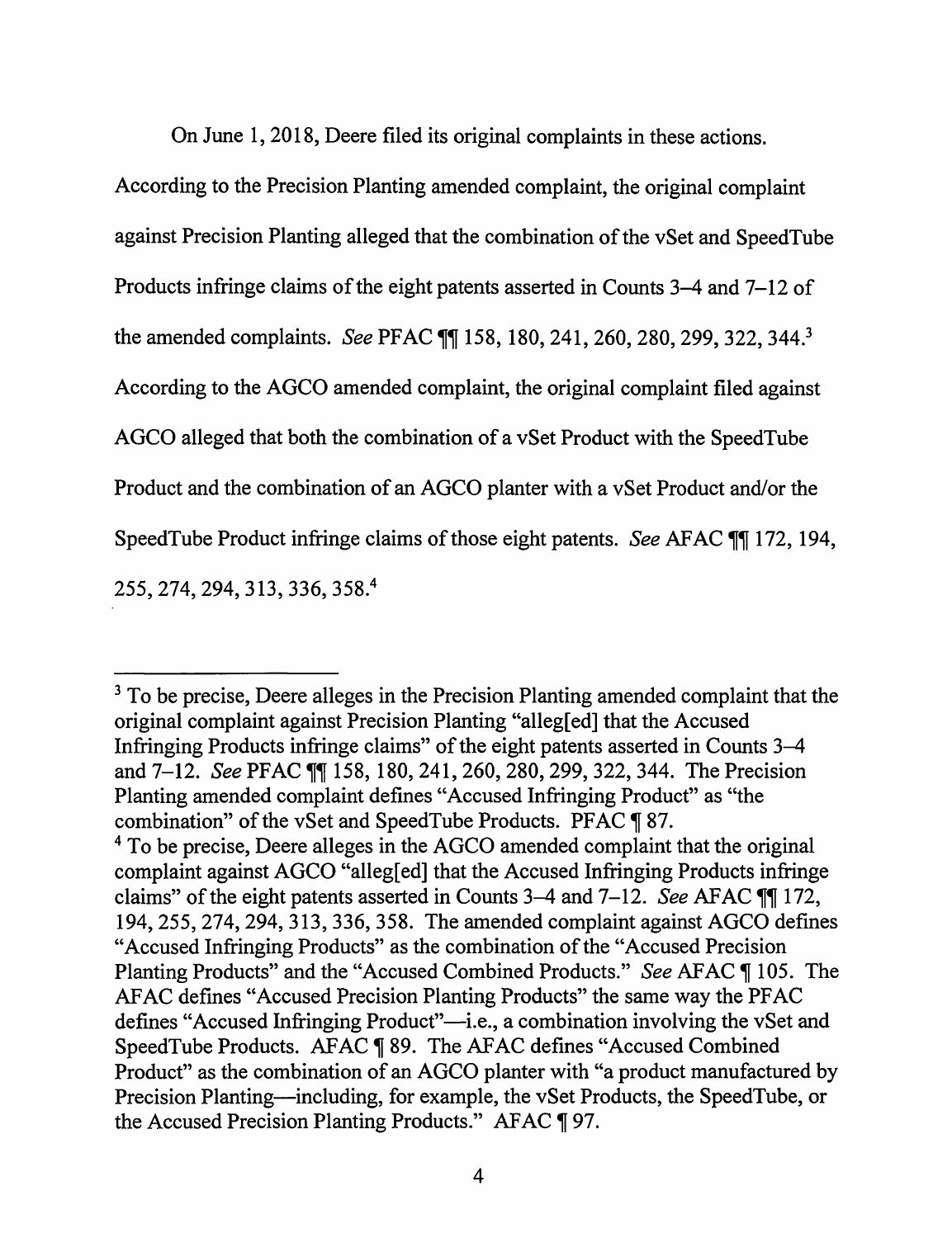On June 1, 2018, Deere filed its original complaints in these actions. According to the Precision Planting amended complaint, the original complaint against Precision Planting alleged that the combination of the vSet and SpeedTube Products infringe claims of the eight patents asserted in Counts 3–4 and 7–12 of the amended complaints. *See* PFAC ¶¶ 158, 180, 241, 260, 280, 299, 322, 344.[3] According to the AGCO amended complaint, the original complaint filed against AGCO alleged that both the combination of a vSet Product with the SpeedTube Product and the combination of an AGCO planter with a vSet Product and/or the SpeedTube Product infringe claims of those eight patents. *See* AFAC ¶¶ 172, 194, 255, 274, 294, 313, 336, 358.[4]

---

[3] To be precise, Deere alleges in the Precision Planting amended complaint that the original complaint against Precision Planting "alleg[ed] that the Accused Infringing Products infringe claims" of the eight patents asserted in Counts 3–4 and 7–12. *See* PFAC ¶¶ 158, 180, 241, 260, 280, 299, 322, 344. The Precision Planting amended complaint defines "Accused Infringing Product" as "the combination" of the vSet and SpeedTube Products. PFAC ¶ 87.

[4] To be precise, Deere alleges in the AGCO amended complaint that the original complaint against AGCO "alleg[ed] that the Accused Infringing Products infringe claims" of the eight patents asserted in Counts 3–4 and 7–12. *See* AFAC ¶¶ 172, 194, 255, 274, 294, 313, 336, 358. The amended complaint against AGCO defines "Accused Infringing Products" as the combination of the "Accused Precision Planting Products" and the "Accused Combined Products." *See* AFAC ¶ 105. The AFAC defines "Accused Precision Planting Products" the same way the PFAC defines "Accused Infringing Product"—i.e., a combination involving the vSet and SpeedTube Products. AFAC ¶ 89. The AFAC defines "Accused Combined Product" as the combination of an AGCO planter with "a product manufactured by Precision Planting—including, for example, the vSet Products, the SpeedTube, or the Accused Precision Planting Products." AFAC ¶ 97.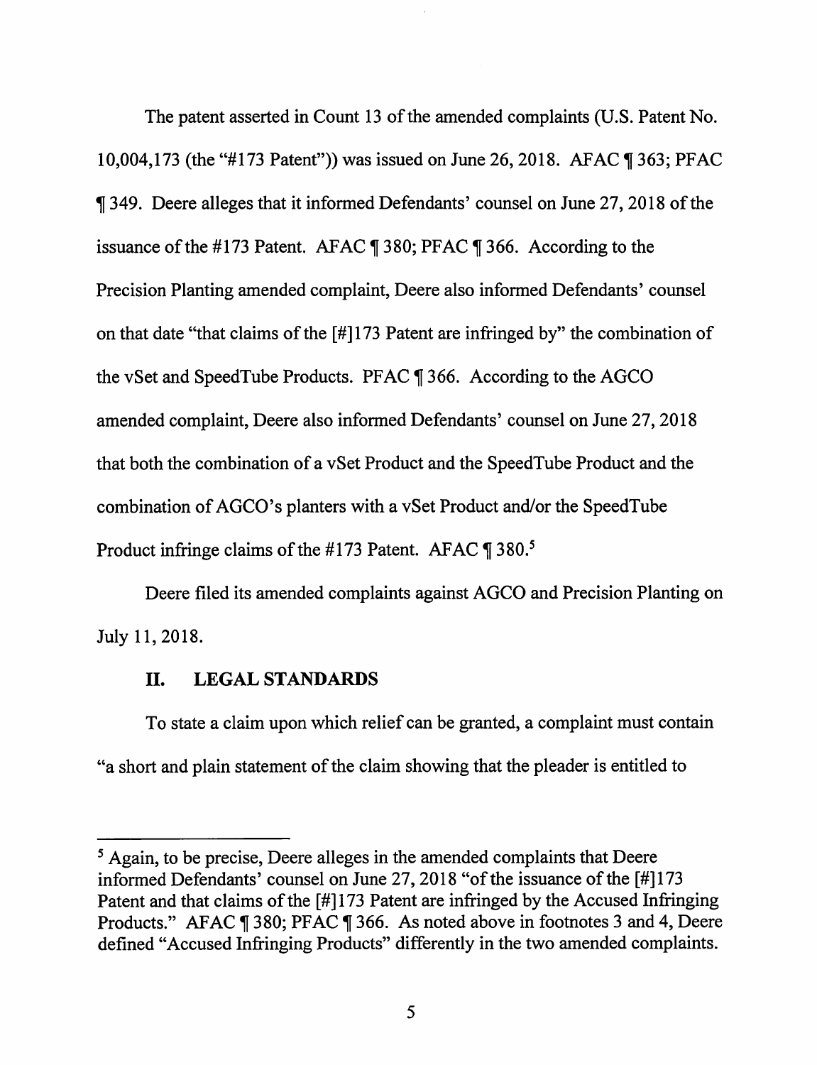The patent asserted in Count 13 of the amended complaints (U.S. Patent No. 10,004,173 (the "#173 Patent")) was issued on June 26, 2018. AFAC ¶ 363; PFAC ¶ 349. Deere alleges that it informed Defendants' counsel on June 27, 2018 of the issuance of the #173 Patent. AFAC ¶ 380; PFAC ¶ 366. According to the Precision Planting amended complaint, Deere also informed Defendants' counsel on that date "that claims of the [#]173 Patent are infringed by" the combination of the vSet and SpeedTube Products. PFAC ¶ 366. According to the AGCO amended complaint, Deere also informed Defendants' counsel on June 27, 2018 that both the combination of a vSet Product and the SpeedTube Product and the combination of AGCO's planters with a vSet Product and/or the SpeedTube Product infringe claims of the #173 Patent. AFAC ¶ 380.[5]

Deere filed its amended complaints against AGCO and Precision Planting on July 11, 2018.

## II. LEGAL STANDARDS

To state a claim upon which relief can be granted, a complaint must contain "a short and plain statement of the claim showing that the pleader is entitled to

---

[5] Again, to be precise, Deere alleges in the amended complaints that Deere informed Defendants' counsel on June 27, 2018 "of the issuance of the [#]173 Patent and that claims of the [#]173 Patent are infringed by the Accused Infringing Products." AFAC ¶ 380; PFAC ¶ 366. As noted above in footnotes 3 and 4, Deere defined "Accused Infringing Products" differently in the two amended complaints.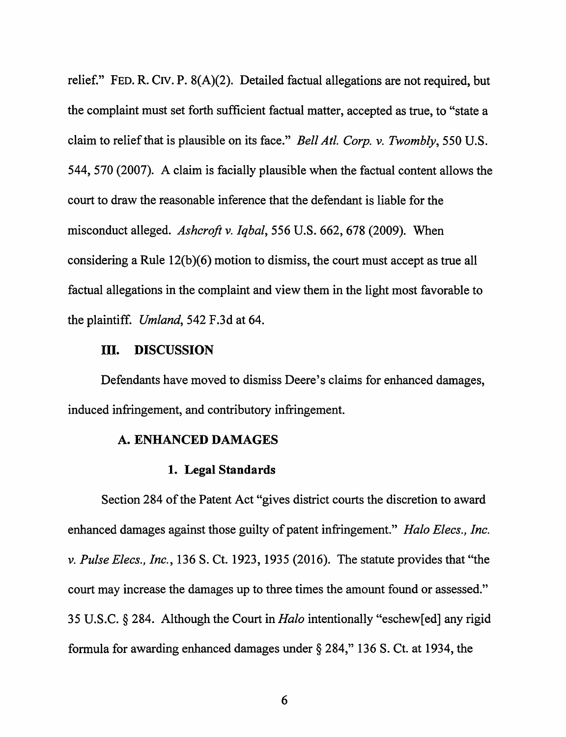relief." FED. R. CIV. P. 8(A)(2). Detailed factual allegations are not required, but the complaint must set forth sufficient factual matter, accepted as true, to "state a claim to relief that is plausible on its face." *Bell Atl. Corp. v. Twombly*, 550 U.S. 544, 570 (2007). A claim is facially plausible when the factual content allows the court to draw the reasonable inference that the defendant is liable for the misconduct alleged. *Ashcroft v. Iqbal*, 556 U.S. 662, 678 (2009). When considering a Rule 12(b)(6) motion to dismiss, the court must accept as true all factual allegations in the complaint and view them in the light most favorable to the plaintiff. *Umland*, 542 F.3d at 64.

## III. DISCUSSION

Defendants have moved to dismiss Deere's claims for enhanced damages, induced infringement, and contributory infringement.

### A. ENHANCED DAMAGES

#### 1. Legal Standards

Section 284 of the Patent Act "gives district courts the discretion to award enhanced damages against those guilty of patent infringement." *Halo Elecs., Inc. v. Pulse Elecs., Inc.*, 136 S. Ct. 1923, 1935 (2016). The statute provides that "the court may increase the damages up to three times the amount found or assessed." 35 U.S.C. § 284. Although the Court in *Halo* intentionally "eschew[ed] any rigid formula for awarding enhanced damages under § 284," 136 S. Ct. at 1934, the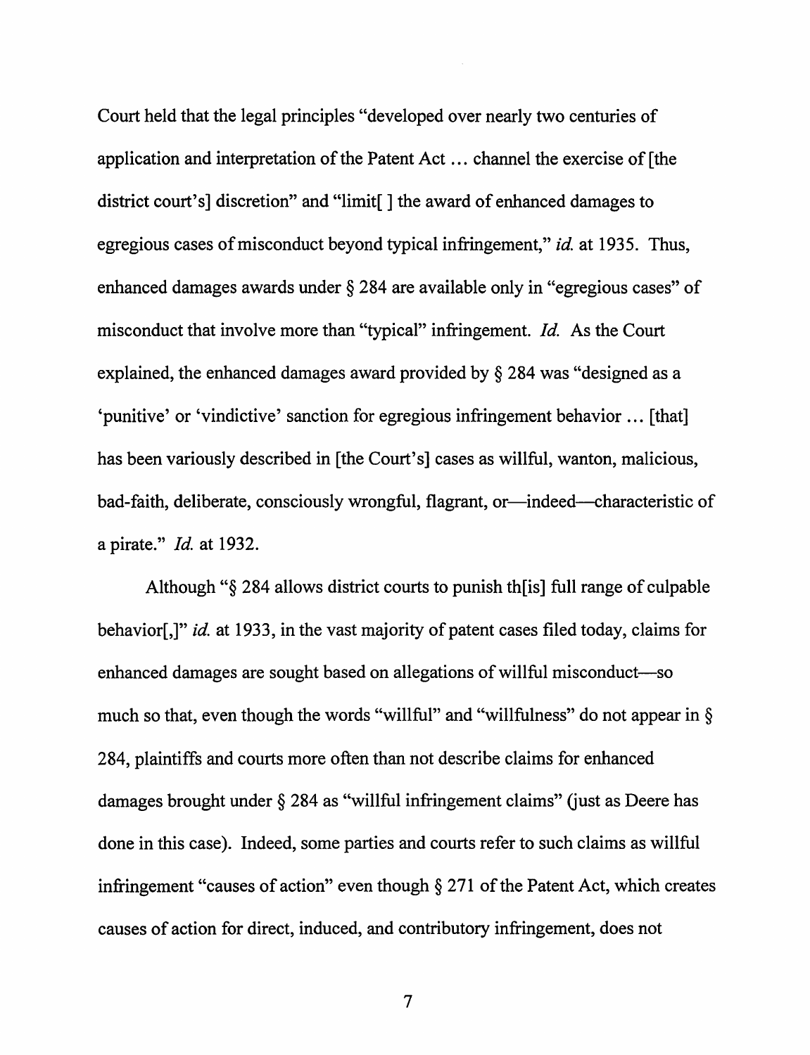Court held that the legal principles "developed over nearly two centuries of application and interpretation of the Patent Act … channel the exercise of [the district court's] discretion" and "limit[ ] the award of enhanced damages to egregious cases of misconduct beyond typical infringement," *id.* at 1935. Thus, enhanced damages awards under § 284 are available only in "egregious cases" of misconduct that involve more than "typical" infringement. *Id.* As the Court explained, the enhanced damages award provided by § 284 was "designed as a 'punitive' or 'vindictive' sanction for egregious infringement behavior … [that] has been variously described in [the Court's] cases as willful, wanton, malicious, bad-faith, deliberate, consciously wrongful, flagrant, or—indeed—characteristic of a pirate." *Id.* at 1932.

Although "§ 284 allows district courts to punish th[is] full range of culpable behavior[,]" *id.* at 1933, in the vast majority of patent cases filed today, claims for enhanced damages are sought based on allegations of willful misconduct—so much so that, even though the words "willful" and "willfulness" do not appear in § 284, plaintiffs and courts more often than not describe claims for enhanced damages brought under § 284 as "willful infringement claims" (just as Deere has done in this case). Indeed, some parties and courts refer to such claims as willful infringement "causes of action" even though § 271 of the Patent Act, which creates causes of action for direct, induced, and contributory infringement, does not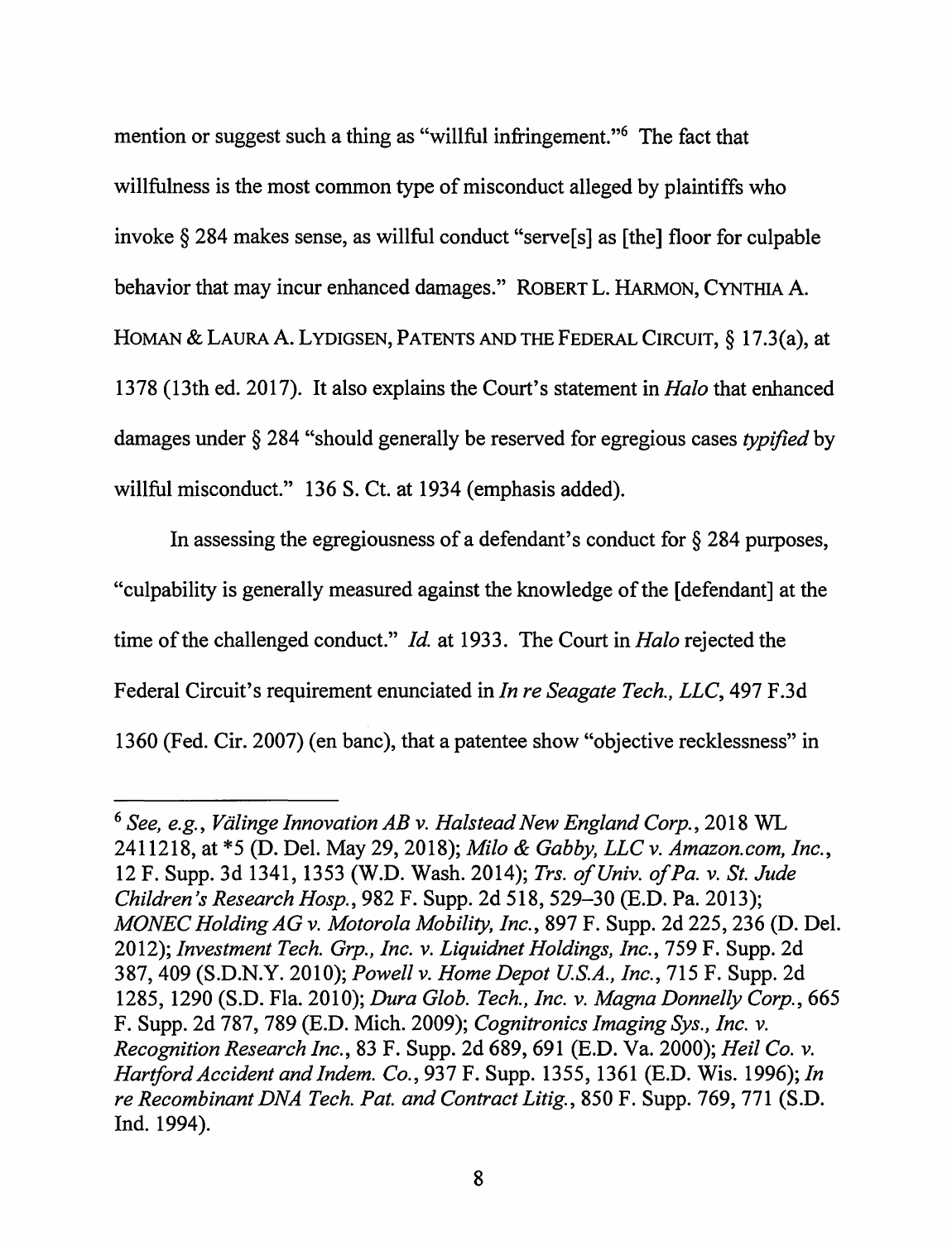mention or suggest such a thing as "willful infringement."[6] The fact that willfulness is the most common type of misconduct alleged by plaintiffs who invoke § 284 makes sense, as willful conduct "serve[s] as [the] floor for culpable behavior that may incur enhanced damages." ROBERT L. HARMON, CYNTHIA A. HOMAN & LAURA A. LYDIGSEN, PATENTS AND THE FEDERAL CIRCUIT, § 17.3(a), at 1378 (13th ed. 2017). It also explains the Court's statement in *Halo* that enhanced damages under § 284 "should generally be reserved for egregious cases *typified* by willful misconduct." 136 S. Ct. at 1934 (emphasis added).

In assessing the egregiousness of a defendant's conduct for § 284 purposes, "culpability is generally measured against the knowledge of the [defendant] at the time of the challenged conduct." *Id.* at 1933. The Court in *Halo* rejected the Federal Circuit's requirement enunciated in *In re Seagate Tech., LLC*, 497 F.3d 1360 (Fed. Cir. 2007) (en banc), that a patentee show "objective recklessness" in

---

[6] *See, e.g.*, *Välinge Innovation AB v. Halstead New England Corp.*, 2018 WL 2411218, at *5 (D. Del. May 29, 2018); *Milo & Gabby, LLC v. Amazon.com, Inc.*, 12 F. Supp. 3d 1341, 1353 (W.D. Wash. 2014); *Trs. of Univ. of Pa. v. St. Jude Children's Research Hosp.*, 982 F. Supp. 2d 518, 529–30 (E.D. Pa. 2013); *MONEC Holding AG v. Motorola Mobility, Inc.*, 897 F. Supp. 2d 225, 236 (D. Del. 2012); *Investment Tech. Grp., Inc. v. Liquidnet Holdings, Inc.*, 759 F. Supp. 2d 387, 409 (S.D.N.Y. 2010); *Powell v. Home Depot U.S.A., Inc.*, 715 F. Supp. 2d 1285, 1290 (S.D. Fla. 2010); *Dura Glob. Tech., Inc. v. Magna Donnelly Corp.*, 665 F. Supp. 2d 787, 789 (E.D. Mich. 2009); *Cognitronics Imaging Sys., Inc. v. Recognition Research Inc.*, 83 F. Supp. 2d 689, 691 (E.D. Va. 2000); *Heil Co. v. Hartford Accident and Indem. Co.*, 937 F. Supp. 1355, 1361 (E.D. Wis. 1996); *In re Recombinant DNA Tech. Pat. and Contract Litig.*, 850 F. Supp. 769, 771 (S.D. Ind. 1994).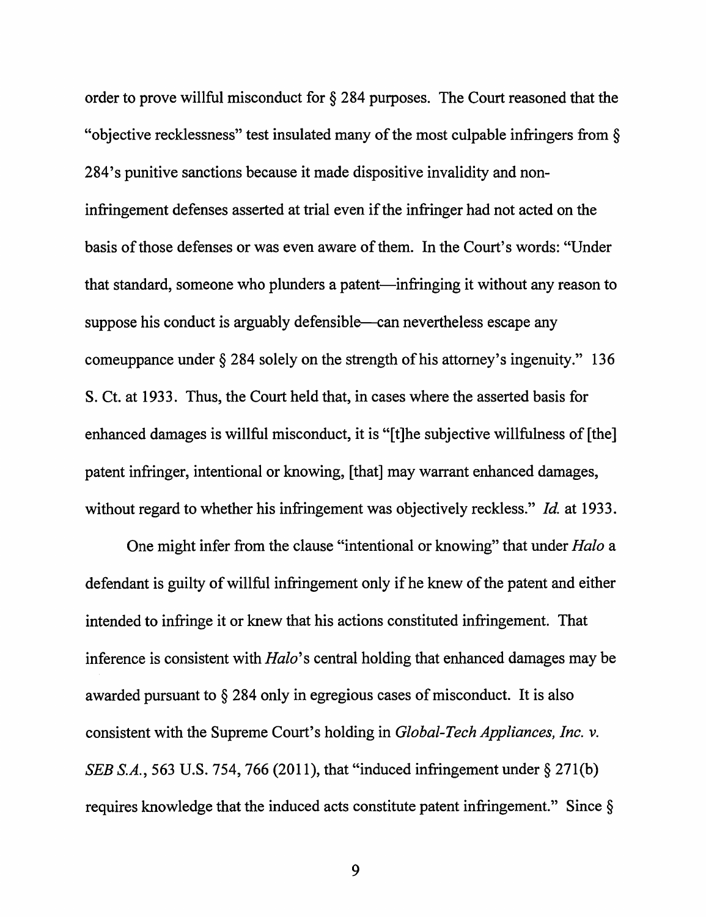order to prove willful misconduct for § 284 purposes. The Court reasoned that the "objective recklessness" test insulated many of the most culpable infringers from § 284's punitive sanctions because it made dispositive invalidity and non-infringement defenses asserted at trial even if the infringer had not acted on the basis of those defenses or was even aware of them. In the Court's words: "Under that standard, someone who plunders a patent—infringing it without any reason to suppose his conduct is arguably defensible—can nevertheless escape any comeuppance under § 284 solely on the strength of his attorney's ingenuity." 136 S. Ct. at 1933. Thus, the Court held that, in cases where the asserted basis for enhanced damages is willful misconduct, it is "[t]he subjective willfulness of [the] patent infringer, intentional or knowing, [that] may warrant enhanced damages, without regard to whether his infringement was objectively reckless." *Id.* at 1933.

One might infer from the clause "intentional or knowing" that under *Halo* a defendant is guilty of willful infringement only if he knew of the patent and either intended to infringe it or knew that his actions constituted infringement. That inference is consistent with *Halo*'s central holding that enhanced damages may be awarded pursuant to § 284 only in egregious cases of misconduct. It is also consistent with the Supreme Court's holding in *Global-Tech Appliances, Inc. v. SEB S.A.*, 563 U.S. 754, 766 (2011), that "induced infringement under § 271(b) requires knowledge that the induced acts constitute patent infringement." Since §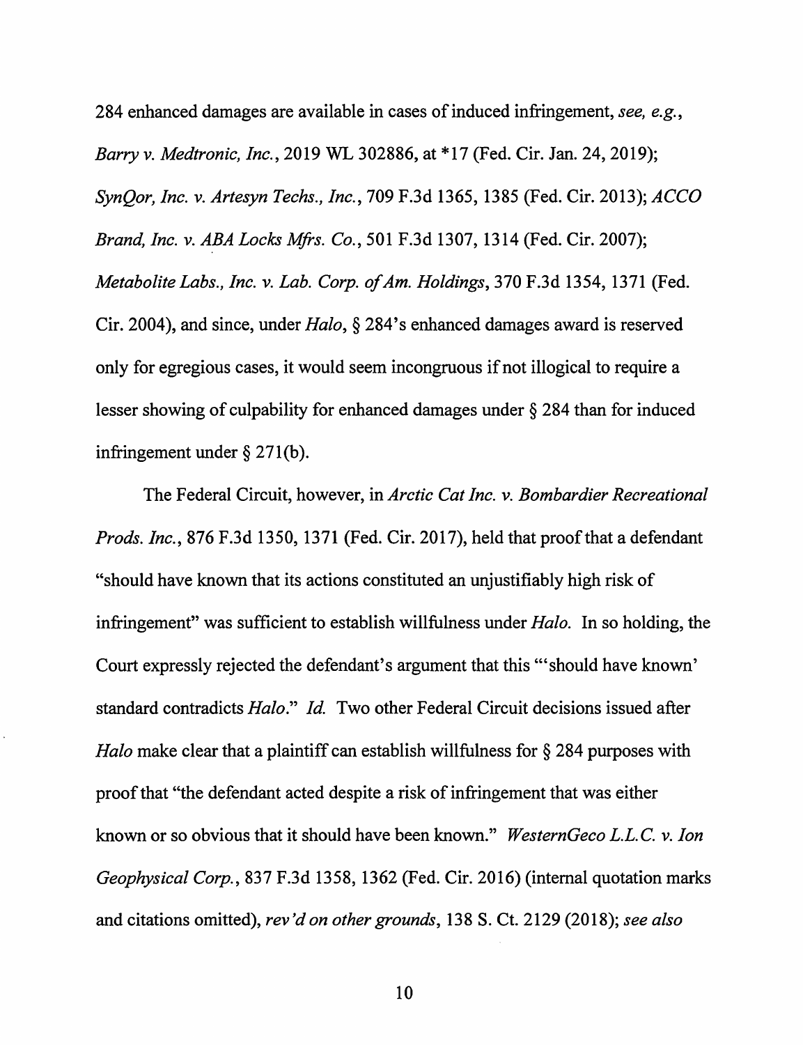284 enhanced damages are available in cases of induced infringement, *see, e.g.*, *Barry v. Medtronic, Inc.*, 2019 WL 302886, at *17 (Fed. Cir. Jan. 24, 2019); *SynQor, Inc. v. Artesyn Techs., Inc.*, 709 F.3d 1365, 1385 (Fed. Cir. 2013); *ACCO Brand, Inc. v. ABA Locks Mfrs. Co.*, 501 F.3d 1307, 1314 (Fed. Cir. 2007); *Metabolite Labs., Inc. v. Lab. Corp. of Am. Holdings*, 370 F.3d 1354, 1371 (Fed. Cir. 2004), and since, under *Halo*, § 284's enhanced damages award is reserved only for egregious cases, it would seem incongruous if not illogical to require a lesser showing of culpability for enhanced damages under § 284 than for induced infringement under § 271(b).

The Federal Circuit, however, in *Arctic Cat Inc. v. Bombardier Recreational Prods. Inc.*, 876 F.3d 1350, 1371 (Fed. Cir. 2017), held that proof that a defendant "should have known that its actions constituted an unjustifiably high risk of infringement" was sufficient to establish willfulness under *Halo*. In so holding, the Court expressly rejected the defendant's argument that this "'should have known' standard contradicts *Halo*." *Id.* Two other Federal Circuit decisions issued after *Halo* make clear that a plaintiff can establish willfulness for § 284 purposes with proof that "the defendant acted despite a risk of infringement that was either known or so obvious that it should have been known." *WesternGeco L.L.C. v. Ion Geophysical Corp.*, 837 F.3d 1358, 1362 (Fed. Cir. 2016) (internal quotation marks and citations omitted), *rev'd on other grounds*, 138 S. Ct. 2129 (2018); *see also*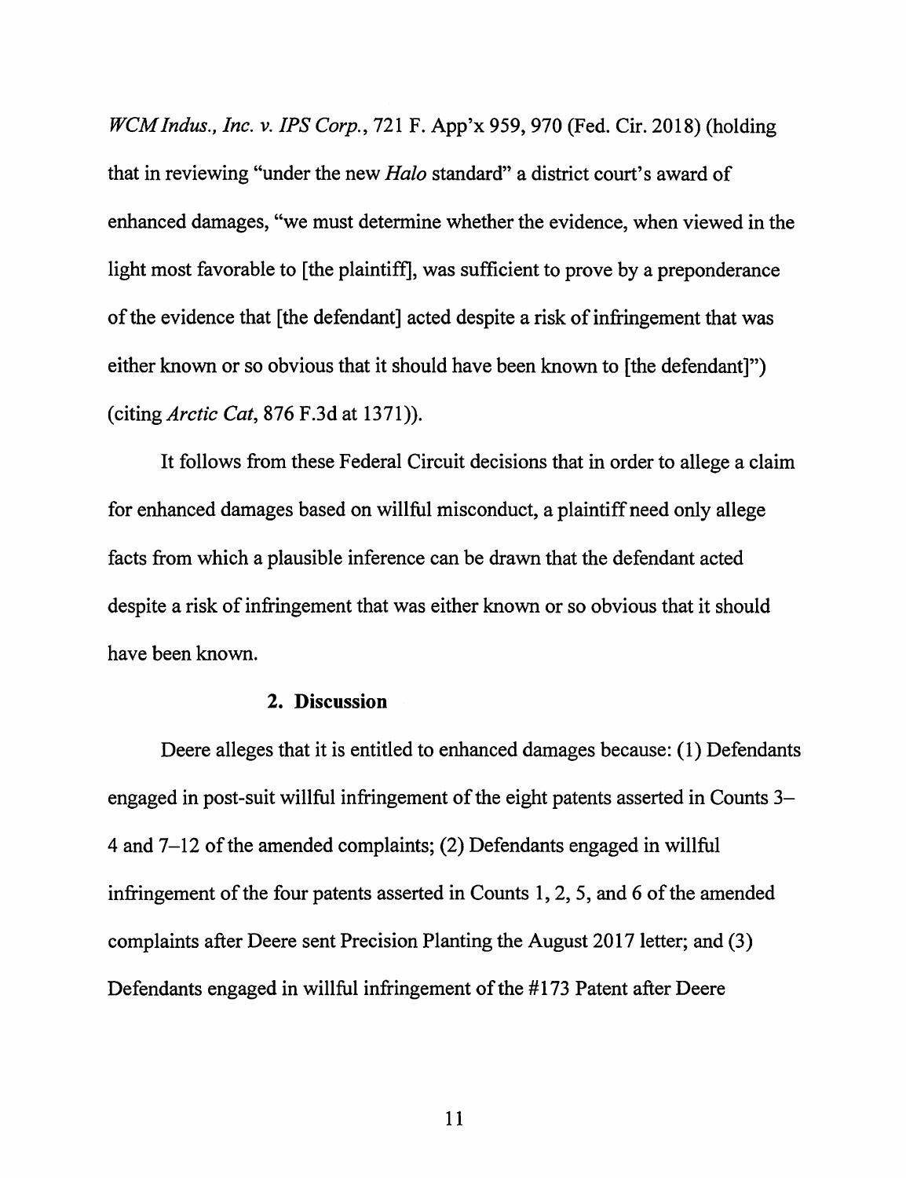*WCM Indus., Inc. v. IPS Corp.*, 721 F. App'x 959, 970 (Fed. Cir. 2018) (holding that in reviewing "under the new *Halo* standard" a district court's award of enhanced damages, "we must determine whether the evidence, when viewed in the light most favorable to [the plaintiff], was sufficient to prove by a preponderance of the evidence that [the defendant] acted despite a risk of infringement that was either known or so obvious that it should have been known to [the defendant]") (citing *Arctic Cat*, 876 F.3d at 1371)).

It follows from these Federal Circuit decisions that in order to allege a claim for enhanced damages based on willful misconduct, a plaintiff need only allege facts from which a plausible inference can be drawn that the defendant acted despite a risk of infringement that was either known or so obvious that it should have been known.

### 2. Discussion

Deere alleges that it is entitled to enhanced damages because: (1) Defendants engaged in post-suit willful infringement of the eight patents asserted in Counts 3–4 and 7–12 of the amended complaints; (2) Defendants engaged in willful infringement of the four patents asserted in Counts 1, 2, 5, and 6 of the amended complaints after Deere sent Precision Planting the August 2017 letter; and (3) Defendants engaged in willful infringement of the #173 Patent after Deere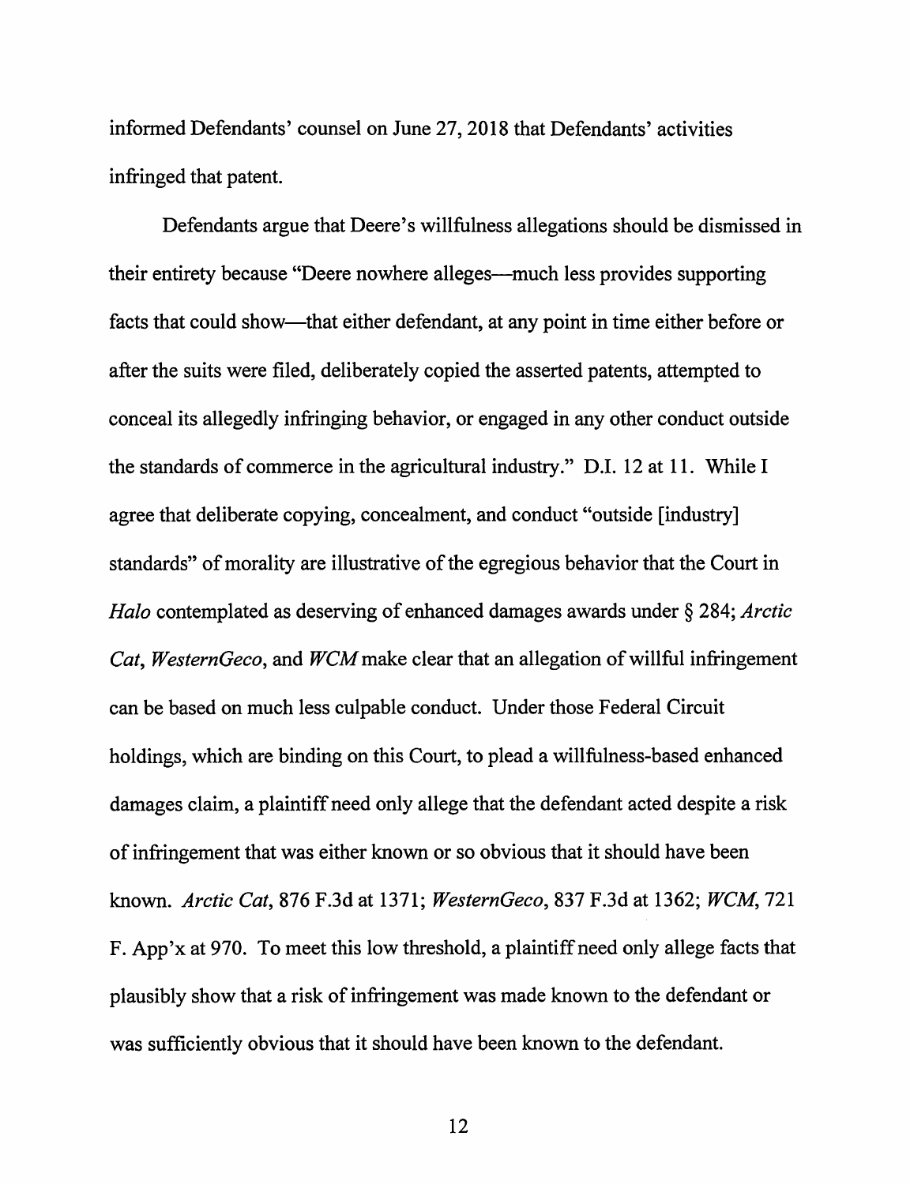informed Defendants' counsel on June 27, 2018 that Defendants' activities infringed that patent.

Defendants argue that Deere's willfulness allegations should be dismissed in their entirety because "Deere nowhere alleges—much less provides supporting facts that could show—that either defendant, at any point in time either before or after the suits were filed, deliberately copied the asserted patents, attempted to conceal its allegedly infringing behavior, or engaged in any other conduct outside the standards of commerce in the agricultural industry." D.I. 12 at 11. While I agree that deliberate copying, concealment, and conduct "outside [industry] standards" of morality are illustrative of the egregious behavior that the Court in *Halo* contemplated as deserving of enhanced damages awards under § 284; *Arctic Cat*, *WesternGeco*, and *WCM* make clear that an allegation of willful infringement can be based on much less culpable conduct. Under those Federal Circuit holdings, which are binding on this Court, to plead a willfulness-based enhanced damages claim, a plaintiff need only allege that the defendant acted despite a risk of infringement that was either known or so obvious that it should have been known. *Arctic Cat*, 876 F.3d at 1371; *WesternGeco*, 837 F.3d at 1362; *WCM*, 721 F. App'x at 970. To meet this low threshold, a plaintiff need only allege facts that plausibly show that a risk of infringement was made known to the defendant or was sufficiently obvious that it should have been known to the defendant.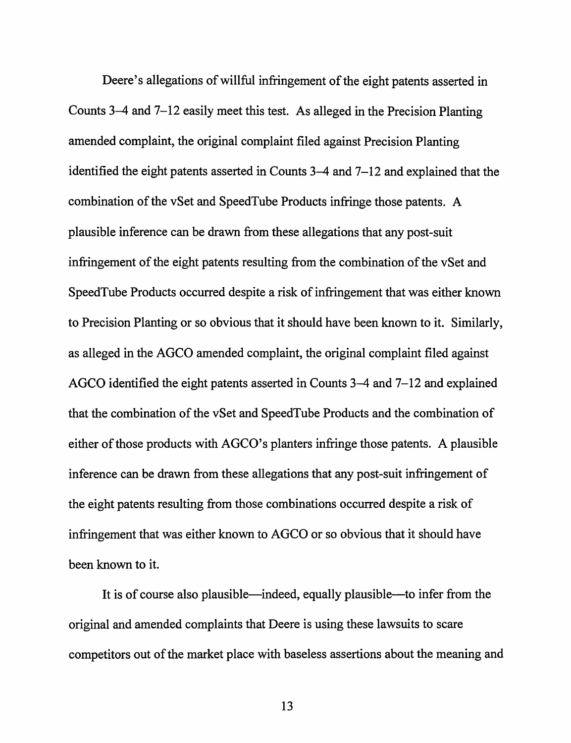Deere's allegations of willful infringement of the eight patents asserted in Counts 3–4 and 7–12 easily meet this test. As alleged in the Precision Planting amended complaint, the original complaint filed against Precision Planting identified the eight patents asserted in Counts 3–4 and 7–12 and explained that the combination of the vSet and SpeedTube Products infringe those patents. A plausible inference can be drawn from these allegations that any post-suit infringement of the eight patents resulting from the combination of the vSet and SpeedTube Products occurred despite a risk of infringement that was either known to Precision Planting or so obvious that it should have been known to it. Similarly, as alleged in the AGCO amended complaint, the original complaint filed against AGCO identified the eight patents asserted in Counts 3–4 and 7–12 and explained that the combination of the vSet and SpeedTube Products and the combination of either of those products with AGCO's planters infringe those patents. A plausible inference can be drawn from these allegations that any post-suit infringement of the eight patents resulting from those combinations occurred despite a risk of infringement that was either known to AGCO or so obvious that it should have been known to it.

It is of course also plausible—indeed, equally plausible—to infer from the original and amended complaints that Deere is using these lawsuits to scare competitors out of the market place with baseless assertions about the meaning and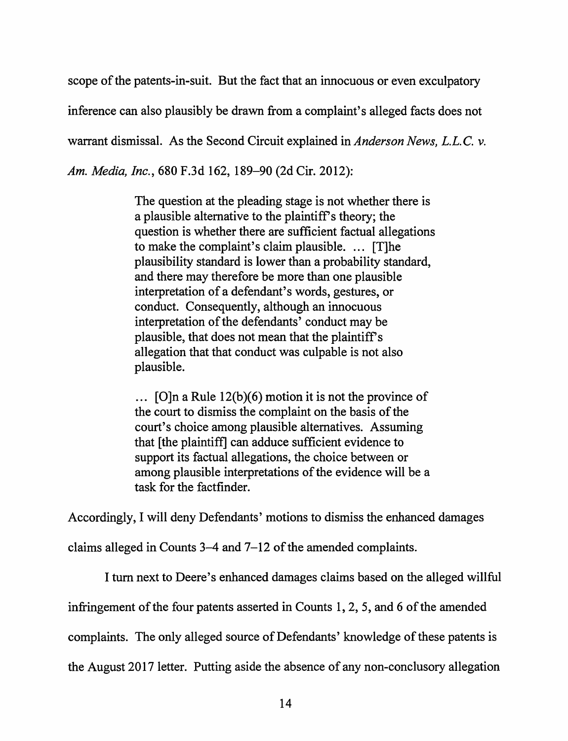scope of the patents-in-suit. But the fact that an innocuous or even exculpatory inference can also plausibly be drawn from a complaint's alleged facts does not warrant dismissal. As the Second Circuit explained in *Anderson News, L.L.C. v. Am. Media, Inc.*, 680 F.3d 162, 189–90 (2d Cir. 2012):

> The question at the pleading stage is not whether there is a plausible alternative to the plaintiff's theory; the question is whether there are sufficient factual allegations to make the complaint's claim plausible. ... [T]he plausibility standard is lower than a probability standard, and there may therefore be more than one plausible interpretation of a defendant's words, gestures, or conduct. Consequently, although an innocuous interpretation of the defendants' conduct may be plausible, that does not mean that the plaintiff's allegation that that conduct was culpable is not also plausible.
>
> ... [O]n a Rule 12(b)(6) motion it is not the province of the court to dismiss the complaint on the basis of the court's choice among plausible alternatives. Assuming that [the plaintiff] can adduce sufficient evidence to support its factual allegations, the choice between or among plausible interpretations of the evidence will be a task for the factfinder.

Accordingly, I will deny Defendants' motions to dismiss the enhanced damages claims alleged in Counts 3–4 and 7–12 of the amended complaints.

I turn next to Deere's enhanced damages claims based on the alleged willful infringement of the four patents asserted in Counts 1, 2, 5, and 6 of the amended complaints. The only alleged source of Defendants' knowledge of these patents is the August 2017 letter. Putting aside the absence of any non-conclusory allegation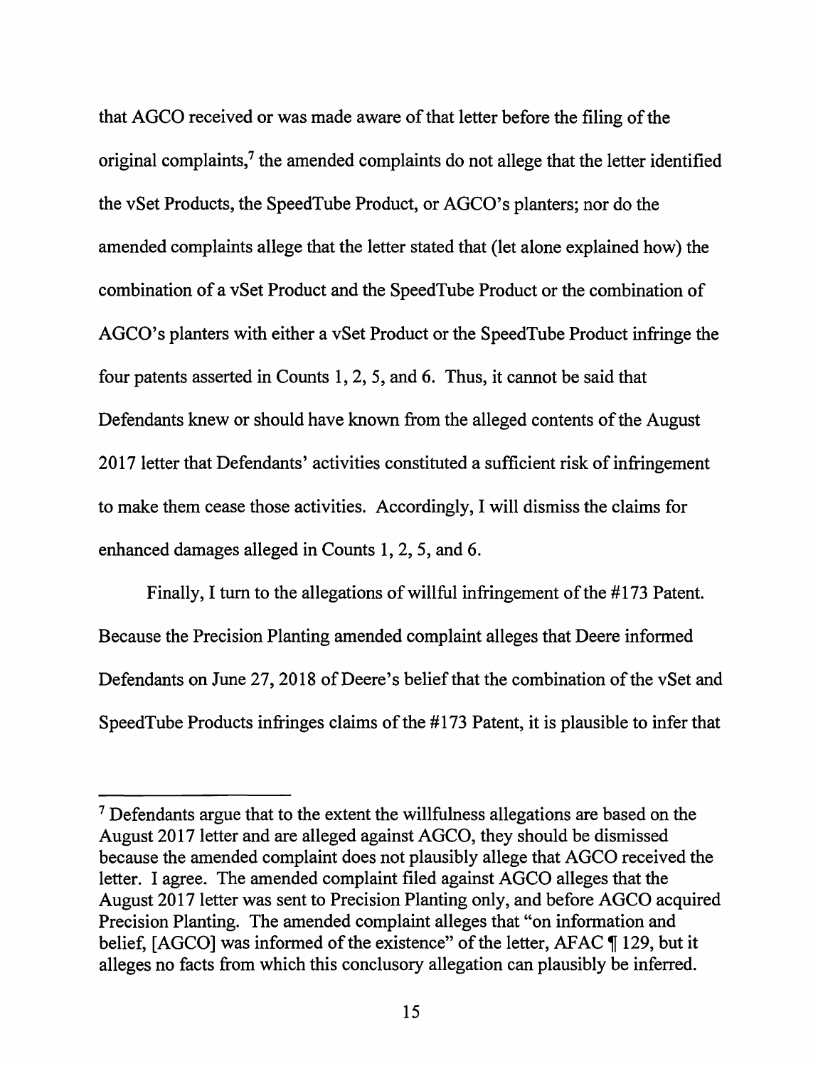that AGCO received or was made aware of that letter before the filing of the original complaints,[7] the amended complaints do not allege that the letter identified the vSet Products, the SpeedTube Product, or AGCO's planters; nor do the amended complaints allege that the letter stated that (let alone explained how) the combination of a vSet Product and the SpeedTube Product or the combination of AGCO's planters with either a vSet Product or the SpeedTube Product infringe the four patents asserted in Counts 1, 2, 5, and 6. Thus, it cannot be said that Defendants knew or should have known from the alleged contents of the August 2017 letter that Defendants' activities constituted a sufficient risk of infringement to make them cease those activities. Accordingly, I will dismiss the claims for enhanced damages alleged in Counts 1, 2, 5, and 6.

Finally, I turn to the allegations of willful infringement of the #173 Patent. Because the Precision Planting amended complaint alleges that Deere informed Defendants on June 27, 2018 of Deere's belief that the combination of the vSet and SpeedTube Products infringes claims of the #173 Patent, it is plausible to infer that

---

[7] Defendants argue that to the extent the willfulness allegations are based on the August 2017 letter and are alleged against AGCO, they should be dismissed because the amended complaint does not plausibly allege that AGCO received the letter. I agree. The amended complaint filed against AGCO alleges that the August 2017 letter was sent to Precision Planting only, and before AGCO acquired Precision Planting. The amended complaint alleges that "on information and belief, [AGCO] was informed of the existence" of the letter, AFAC ¶ 129, but it alleges no facts from which this conclusory allegation can plausibly be inferred.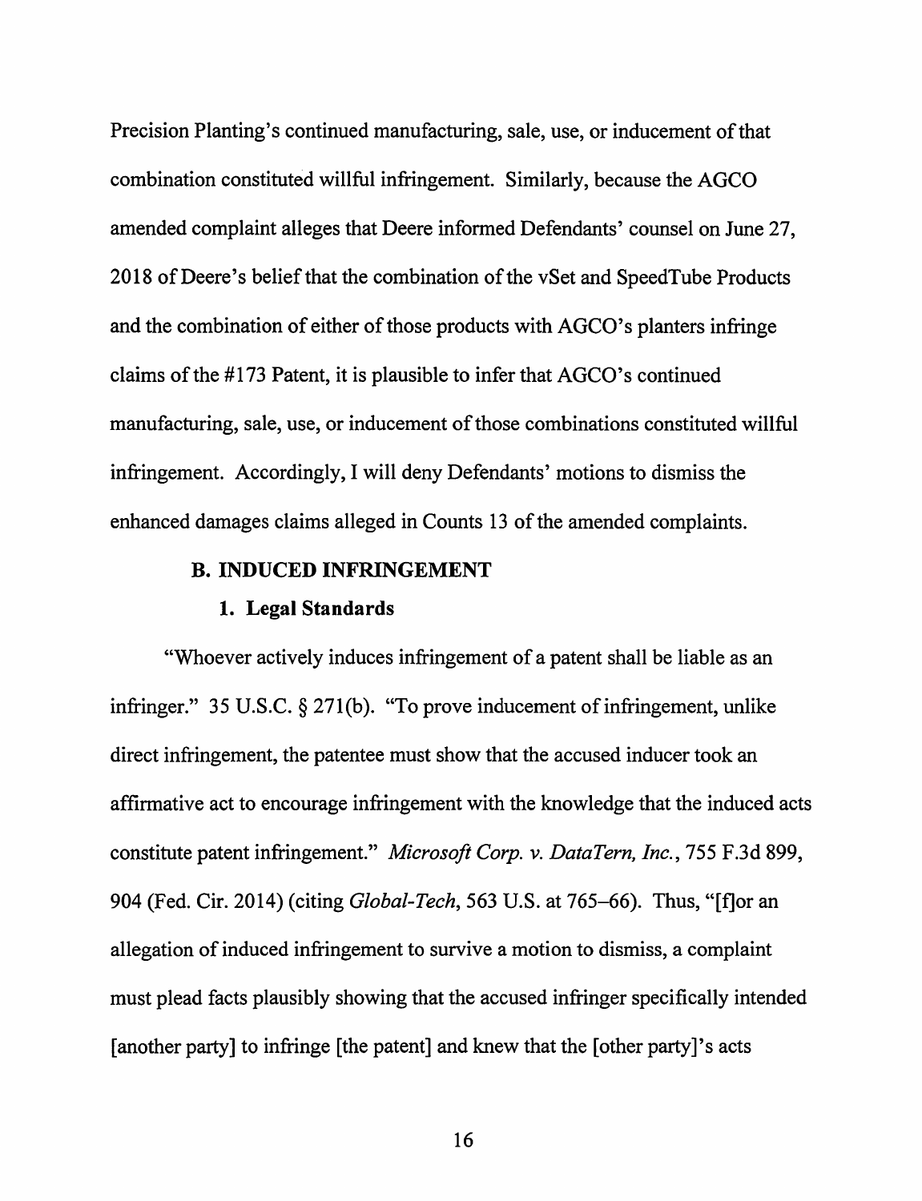Precision Planting's continued manufacturing, sale, use, or inducement of that combination constituted willful infringement. Similarly, because the AGCO amended complaint alleges that Deere informed Defendants' counsel on June 27, 2018 of Deere's belief that the combination of the vSet and SpeedTube Products and the combination of either of those products with AGCO's planters infringe claims of the #173 Patent, it is plausible to infer that AGCO's continued manufacturing, sale, use, or inducement of those combinations constituted willful infringement. Accordingly, I will deny Defendants' motions to dismiss the enhanced damages claims alleged in Counts 13 of the amended complaints.

### B. INDUCED INFRINGEMENT

#### 1. Legal Standards

"Whoever actively induces infringement of a patent shall be liable as an infringer." 35 U.S.C. § 271(b). "To prove inducement of infringement, unlike direct infringement, the patentee must show that the accused inducer took an affirmative act to encourage infringement with the knowledge that the induced acts constitute patent infringement." *Microsoft Corp. v. DataTern, Inc.*, 755 F.3d 899, 904 (Fed. Cir. 2014) (citing *Global-Tech*, 563 U.S. at 765–66). Thus, "[f]or an allegation of induced infringement to survive a motion to dismiss, a complaint must plead facts plausibly showing that the accused infringer specifically intended [another party] to infringe [the patent] and knew that the [other party]'s acts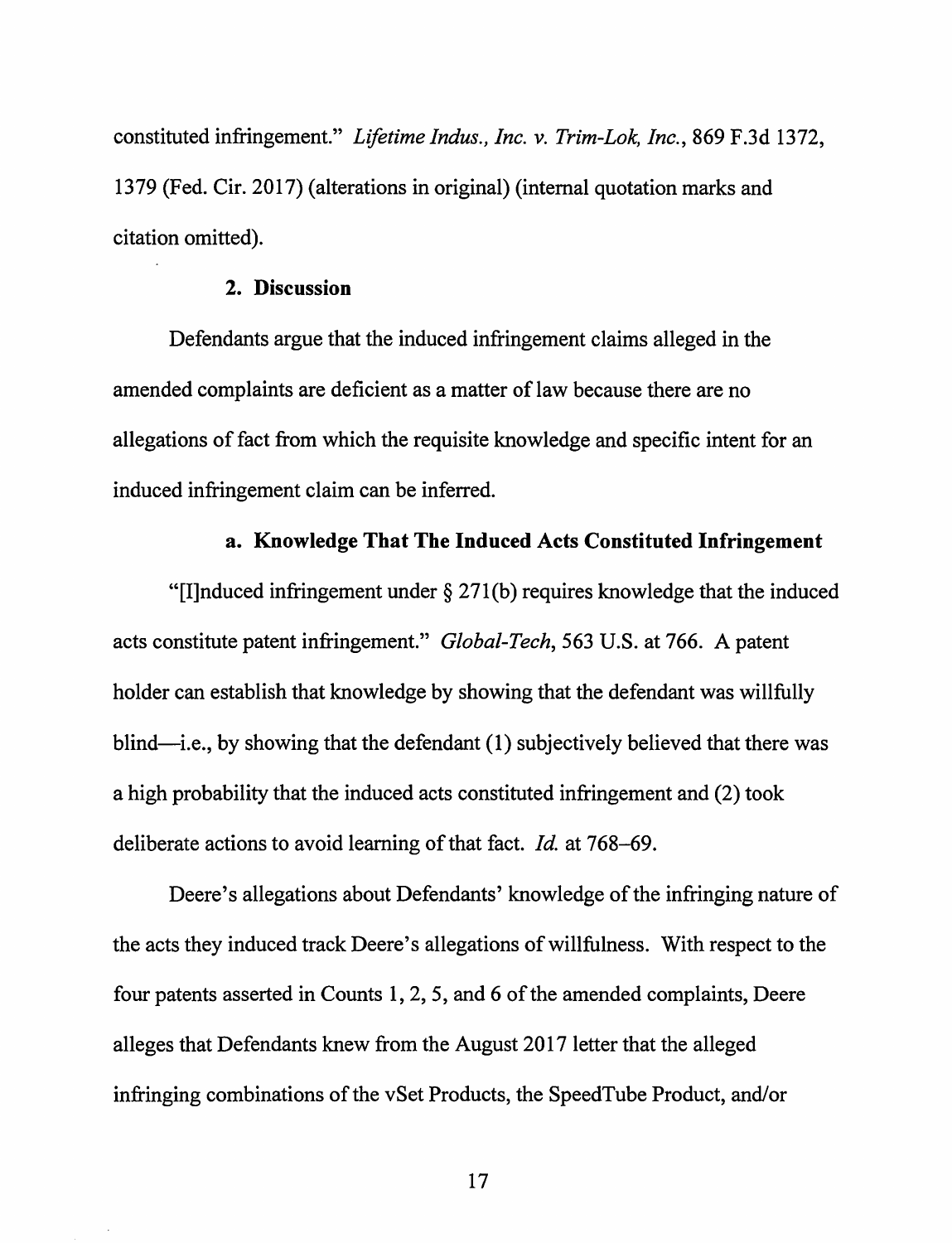constituted infringement." *Lifetime Indus., Inc. v. Trim-Lok, Inc.*, 869 F.3d 1372, 1379 (Fed. Cir. 2017) (alterations in original) (internal quotation marks and citation omitted).

### 2. Discussion

Defendants argue that the induced infringement claims alleged in the amended complaints are deficient as a matter of law because there are no allegations of fact from which the requisite knowledge and specific intent for an induced infringement claim can be inferred.

#### a. Knowledge That The Induced Acts Constituted Infringement

"[I]nduced infringement under § 271(b) requires knowledge that the induced acts constitute patent infringement." *Global-Tech*, 563 U.S. at 766. A patent holder can establish that knowledge by showing that the defendant was willfully blind—i.e., by showing that the defendant (1) subjectively believed that there was a high probability that the induced acts constituted infringement and (2) took deliberate actions to avoid learning of that fact. *Id.* at 768–69.

Deere's allegations about Defendants' knowledge of the infringing nature of the acts they induced track Deere's allegations of willfulness. With respect to the four patents asserted in Counts 1, 2, 5, and 6 of the amended complaints, Deere alleges that Defendants knew from the August 2017 letter that the alleged infringing combinations of the vSet Products, the SpeedTube Product, and/or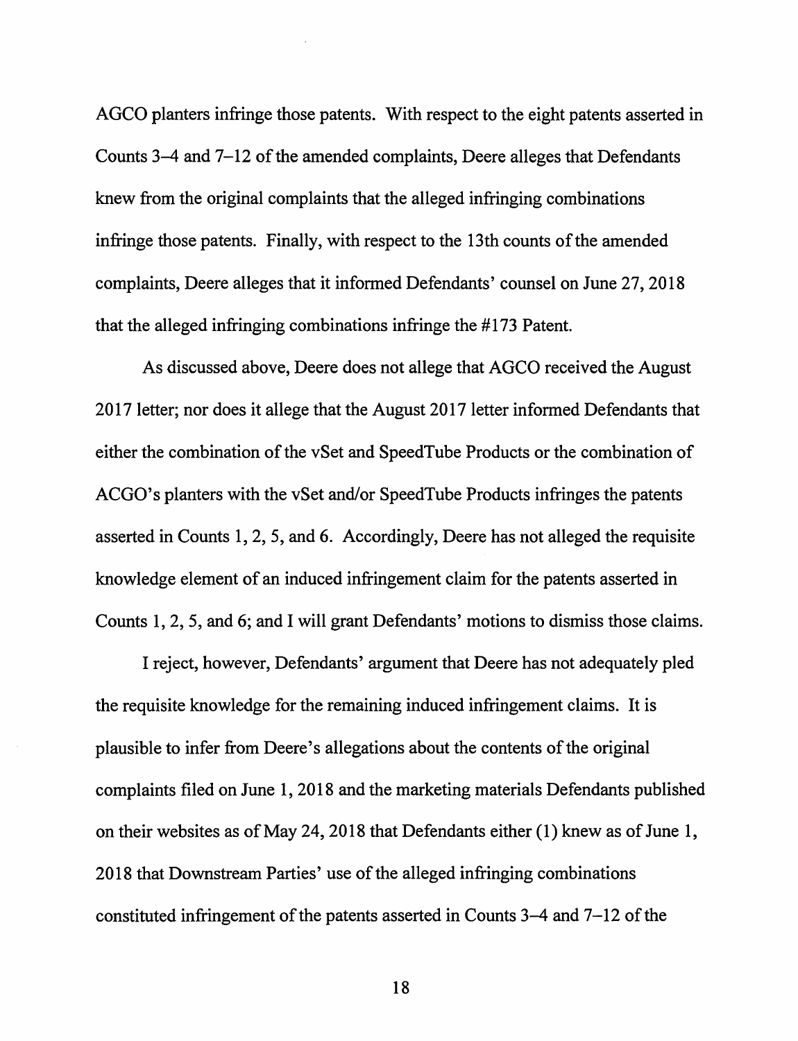AGCO planters infringe those patents. With respect to the eight patents asserted in Counts 3–4 and 7–12 of the amended complaints, Deere alleges that Defendants knew from the original complaints that the alleged infringing combinations infringe those patents. Finally, with respect to the 13th counts of the amended complaints, Deere alleges that it informed Defendants' counsel on June 27, 2018 that the alleged infringing combinations infringe the #173 Patent.

As discussed above, Deere does not allege that AGCO received the August 2017 letter; nor does it allege that the August 2017 letter informed Defendants that either the combination of the vSet and SpeedTube Products or the combination of ACGO's planters with the vSet and/or SpeedTube Products infringes the patents asserted in Counts 1, 2, 5, and 6. Accordingly, Deere has not alleged the requisite knowledge element of an induced infringement claim for the patents asserted in Counts 1, 2, 5, and 6; and I will grant Defendants' motions to dismiss those claims.

I reject, however, Defendants' argument that Deere has not adequately pled the requisite knowledge for the remaining induced infringement claims. It is plausible to infer from Deere's allegations about the contents of the original complaints filed on June 1, 2018 and the marketing materials Defendants published on their websites as of May 24, 2018 that Defendants either (1) knew as of June 1, 2018 that Downstream Parties' use of the alleged infringing combinations constituted infringement of the patents asserted in Counts 3–4 and 7–12 of the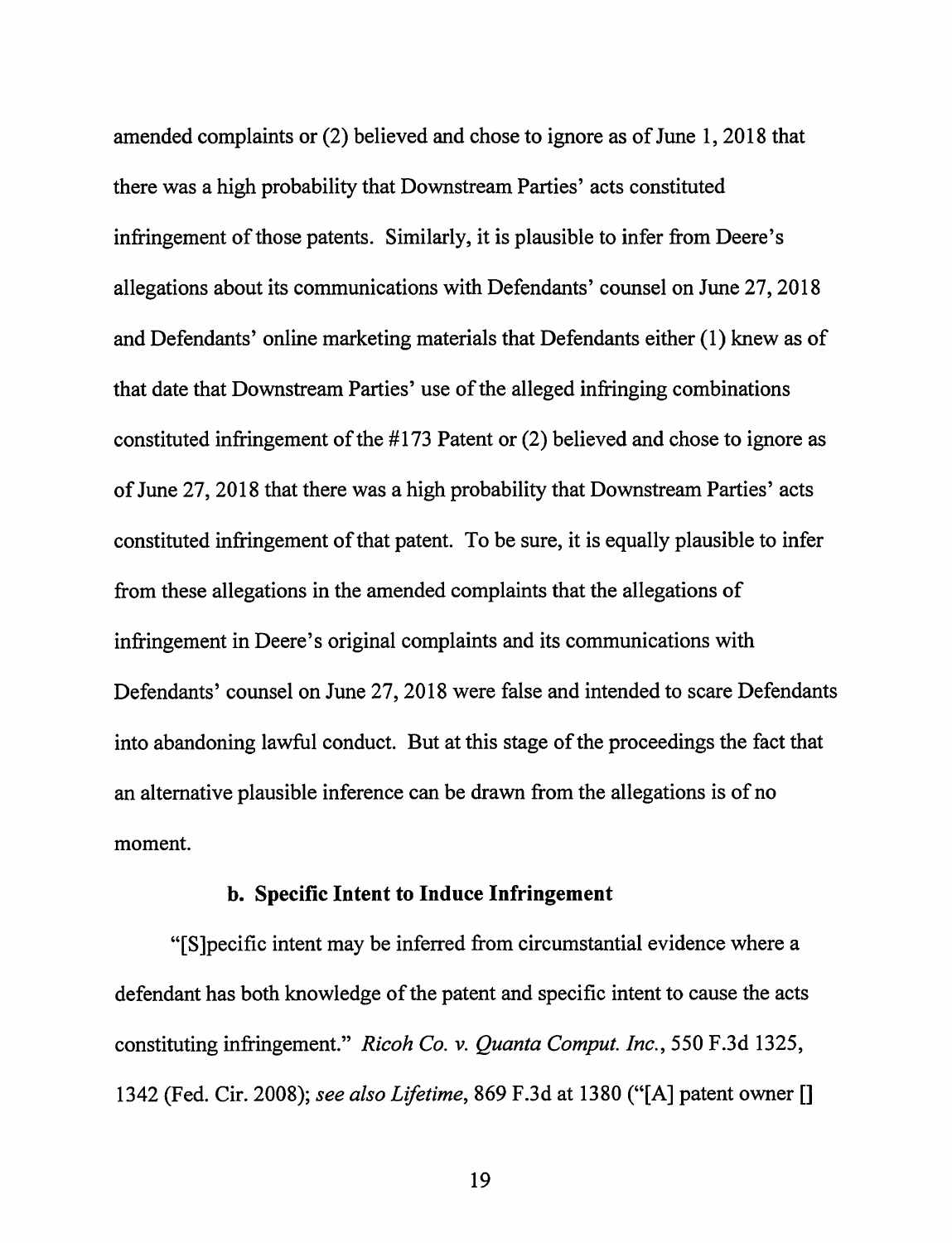amended complaints or (2) believed and chose to ignore as of June 1, 2018 that there was a high probability that Downstream Parties' acts constituted infringement of those patents. Similarly, it is plausible to infer from Deere's allegations about its communications with Defendants' counsel on June 27, 2018 and Defendants' online marketing materials that Defendants either (1) knew as of that date that Downstream Parties' use of the alleged infringing combinations constituted infringement of the #173 Patent or (2) believed and chose to ignore as of June 27, 2018 that there was a high probability that Downstream Parties' acts constituted infringement of that patent. To be sure, it is equally plausible to infer from these allegations in the amended complaints that the allegations of infringement in Deere's original complaints and its communications with Defendants' counsel on June 27, 2018 were false and intended to scare Defendants into abandoning lawful conduct. But at this stage of the proceedings the fact that an alternative plausible inference can be drawn from the allegations is of no moment.

**b. Specific Intent to Induce Infringement**

"[S]pecific intent may be inferred from circumstantial evidence where a defendant has both knowledge of the patent and specific intent to cause the acts constituting infringement." *Ricoh Co. v. Quanta Comput. Inc.*, 550 F.3d 1325, 1342 (Fed. Cir. 2008); *see also Lifetime*, 869 F.3d at 1380 ("[A] patent owner []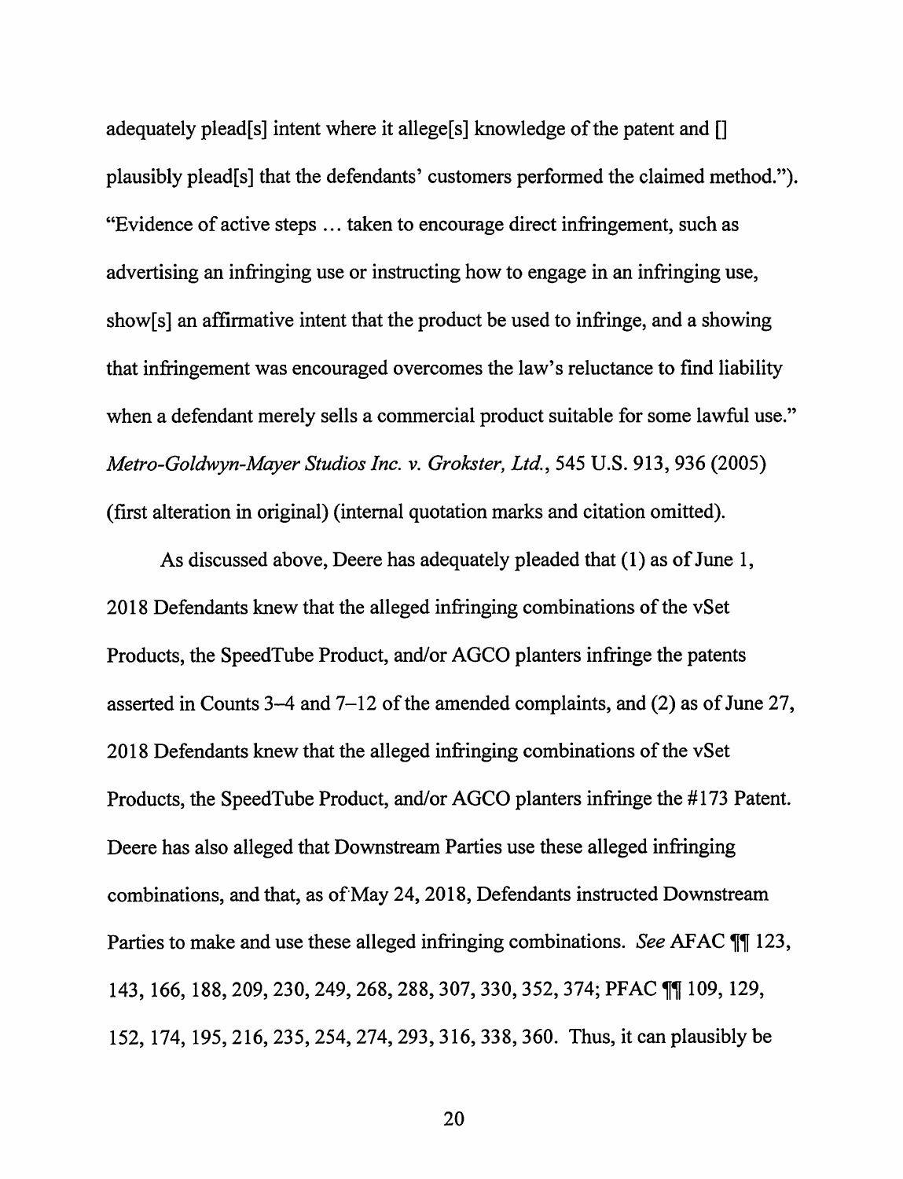adequately plead[s] intent where it allege[s] knowledge of the patent and [] plausibly plead[s] that the defendants' customers performed the claimed method."). "Evidence of active steps … taken to encourage direct infringement, such as advertising an infringing use or instructing how to engage in an infringing use, show[s] an affirmative intent that the product be used to infringe, and a showing that infringement was encouraged overcomes the law's reluctance to find liability when a defendant merely sells a commercial product suitable for some lawful use." *Metro-Goldwyn-Mayer Studios Inc. v. Grokster, Ltd.*, 545 U.S. 913, 936 (2005) (first alteration in original) (internal quotation marks and citation omitted).

As discussed above, Deere has adequately pleaded that (1) as of June 1, 2018 Defendants knew that the alleged infringing combinations of the vSet Products, the SpeedTube Product, and/or AGCO planters infringe the patents asserted in Counts 3–4 and 7–12 of the amended complaints, and (2) as of June 27, 2018 Defendants knew that the alleged infringing combinations of the vSet Products, the SpeedTube Product, and/or AGCO planters infringe the #173 Patent. Deere has also alleged that Downstream Parties use these alleged infringing combinations, and that, as of May 24, 2018, Defendants instructed Downstream Parties to make and use these alleged infringing combinations. *See* AFAC ¶¶ 123, 143, 166, 188, 209, 230, 249, 268, 288, 307, 330, 352, 374; PFAC ¶¶ 109, 129, 152, 174, 195, 216, 235, 254, 274, 293, 316, 338, 360. Thus, it can plausibly be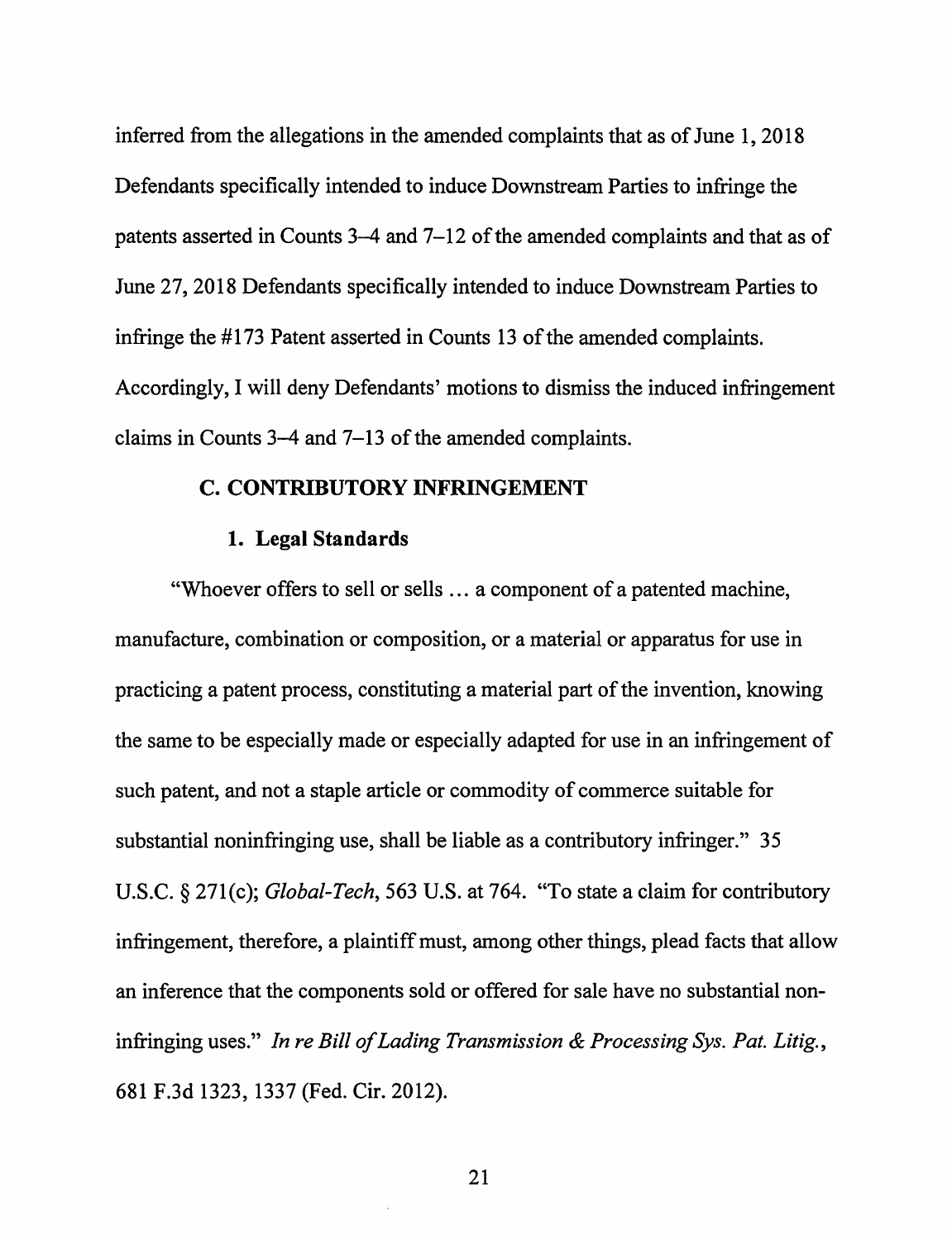inferred from the allegations in the amended complaints that as of June 1, 2018 Defendants specifically intended to induce Downstream Parties to infringe the patents asserted in Counts 3–4 and 7–12 of the amended complaints and that as of June 27, 2018 Defendants specifically intended to induce Downstream Parties to infringe the #173 Patent asserted in Counts 13 of the amended complaints. Accordingly, I will deny Defendants' motions to dismiss the induced infringement claims in Counts 3–4 and 7–13 of the amended complaints.

### C. CONTRIBUTORY INFRINGEMENT

#### 1. Legal Standards

"Whoever offers to sell or sells … a component of a patented machine, manufacture, combination or composition, or a material or apparatus for use in practicing a patent process, constituting a material part of the invention, knowing the same to be especially made or especially adapted for use in an infringement of such patent, and not a staple article or commodity of commerce suitable for substantial noninfringing use, shall be liable as a contributory infringer." 35 U.S.C. § 271(c); *Global-Tech*, 563 U.S. at 764. "To state a claim for contributory infringement, therefore, a plaintiff must, among other things, plead facts that allow an inference that the components sold or offered for sale have no substantial non-infringing uses." *In re Bill of Lading Transmission & Processing Sys. Pat. Litig.*, 681 F.3d 1323, 1337 (Fed. Cir. 2012).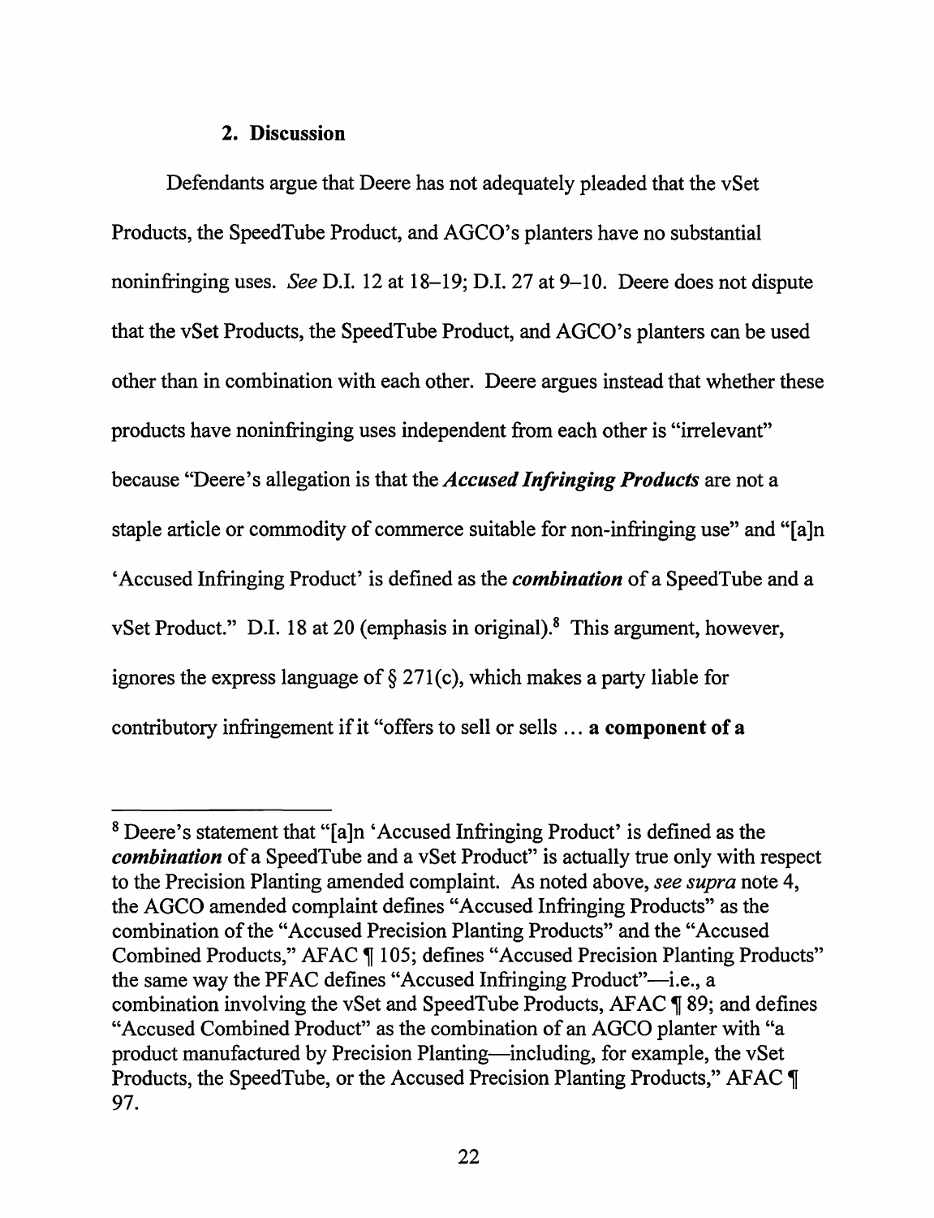### 2. Discussion

Defendants argue that Deere has not adequately pleaded that the vSet Products, the SpeedTube Product, and AGCO's planters have no substantial noninfringing uses. *See* D.I. 12 at 18–19; D.I. 27 at 9–10. Deere does not dispute that the vSet Products, the SpeedTube Product, and AGCO's planters can be used other than in combination with each other. Deere argues instead that whether these products have noninfringing uses independent from each other is "irrelevant" because "Deere's allegation is that the ***Accused Infringing Products*** are not a staple article or commodity of commerce suitable for non-infringing use" and "[a]n 'Accused Infringing Product' is defined as the ***combination*** of a SpeedTube and a vSet Product." D.I. 18 at 20 (emphasis in original).[8] This argument, however, ignores the express language of § 271(c), which makes a party liable for contributory infringement if it "offers to sell or sells … **a component of a**

---

[8] Deere's statement that "[a]n 'Accused Infringing Product' is defined as the ***combination*** of a SpeedTube and a vSet Product" is actually true only with respect to the Precision Planting amended complaint. As noted above, *see supra* note 4, the AGCO amended complaint defines "Accused Infringing Products" as the combination of the "Accused Precision Planting Products" and the "Accused Combined Products," AFAC ¶ 105; defines "Accused Precision Planting Products" the same way the PFAC defines "Accused Infringing Product"—i.e., a combination involving the vSet and SpeedTube Products, AFAC ¶ 89; and defines "Accused Combined Product" as the combination of an AGCO planter with "a product manufactured by Precision Planting—including, for example, the vSet Products, the SpeedTube, or the Accused Precision Planting Products," AFAC ¶ 97.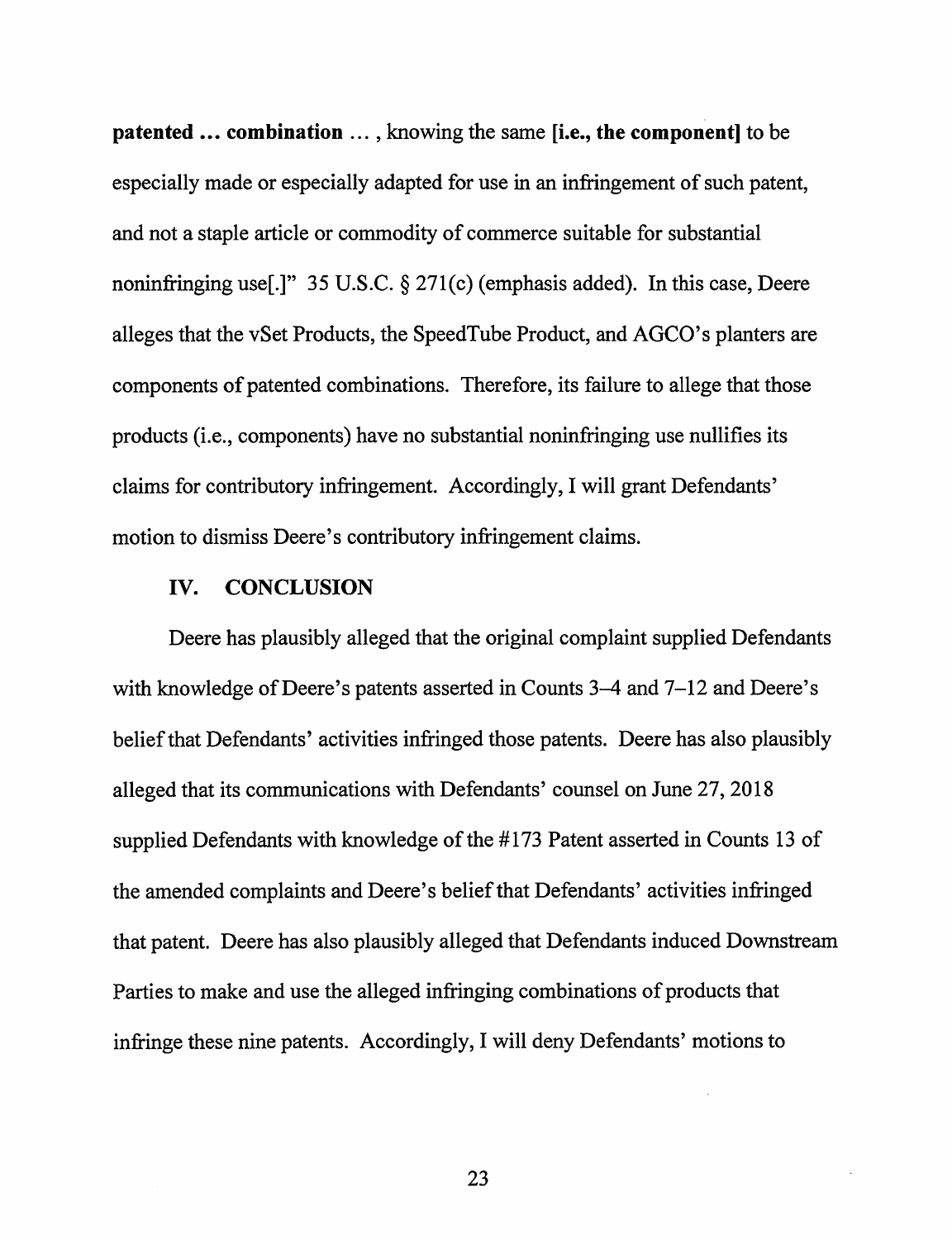**patented … combination** … , knowing the same **[i.e., the component]** to be especially made or especially adapted for use in an infringement of such patent, and not a staple article or commodity of commerce suitable for substantial noninfringing use[.]" 35 U.S.C. § 271(c) (emphasis added). In this case, Deere alleges that the vSet Products, the SpeedTube Product, and AGCO's planters are components of patented combinations. Therefore, its failure to allege that those products (i.e., components) have no substantial noninfringing use nullifies its claims for contributory infringement. Accordingly, I will grant Defendants' motion to dismiss Deere's contributory infringement claims.

## IV. CONCLUSION

Deere has plausibly alleged that the original complaint supplied Defendants with knowledge of Deere's patents asserted in Counts 3–4 and 7–12 and Deere's belief that Defendants' activities infringed those patents. Deere has also plausibly alleged that its communications with Defendants' counsel on June 27, 2018 supplied Defendants with knowledge of the #173 Patent asserted in Counts 13 of the amended complaints and Deere's belief that Defendants' activities infringed that patent. Deere has also plausibly alleged that Defendants induced Downstream Parties to make and use the alleged infringing combinations of products that infringe these nine patents. Accordingly, I will deny Defendants' motions to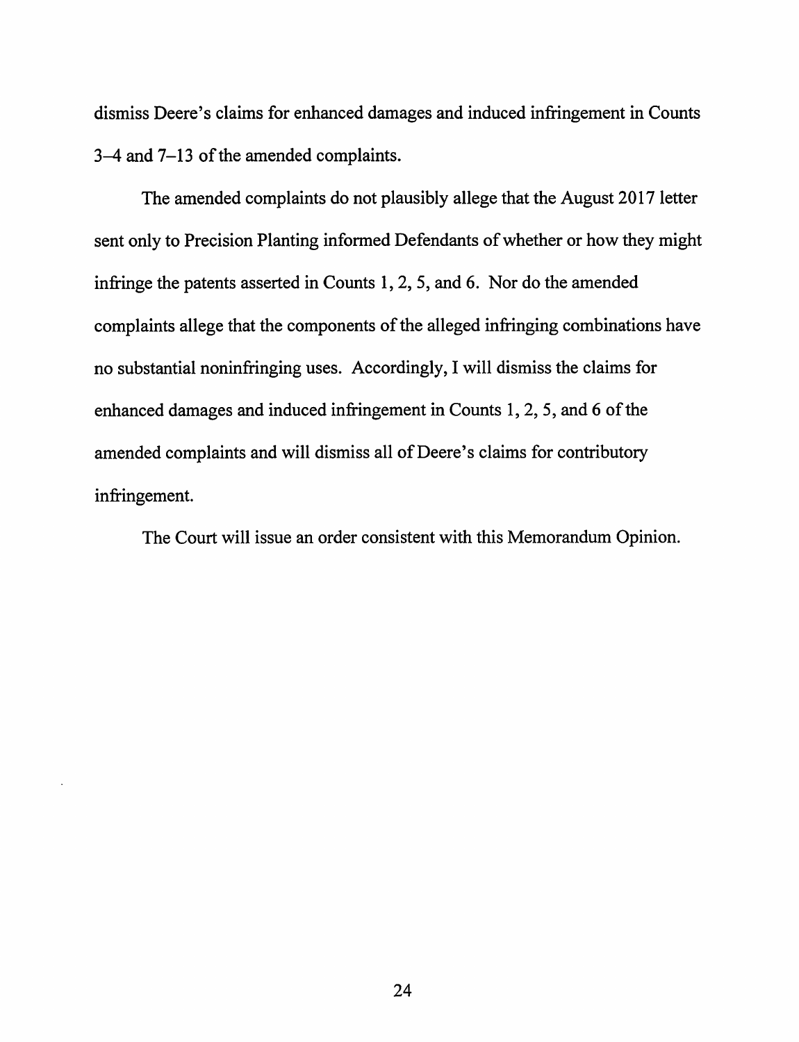dismiss Deere's claims for enhanced damages and induced infringement in Counts 3–4 and 7–13 of the amended complaints.

The amended complaints do not plausibly allege that the August 2017 letter sent only to Precision Planting informed Defendants of whether or how they might infringe the patents asserted in Counts 1, 2, 5, and 6. Nor do the amended complaints allege that the components of the alleged infringing combinations have no substantial noninfringing uses. Accordingly, I will dismiss the claims for enhanced damages and induced infringement in Counts 1, 2, 5, and 6 of the amended complaints and will dismiss all of Deere's claims for contributory infringement.

The Court will issue an order consistent with this Memorandum Opinion.